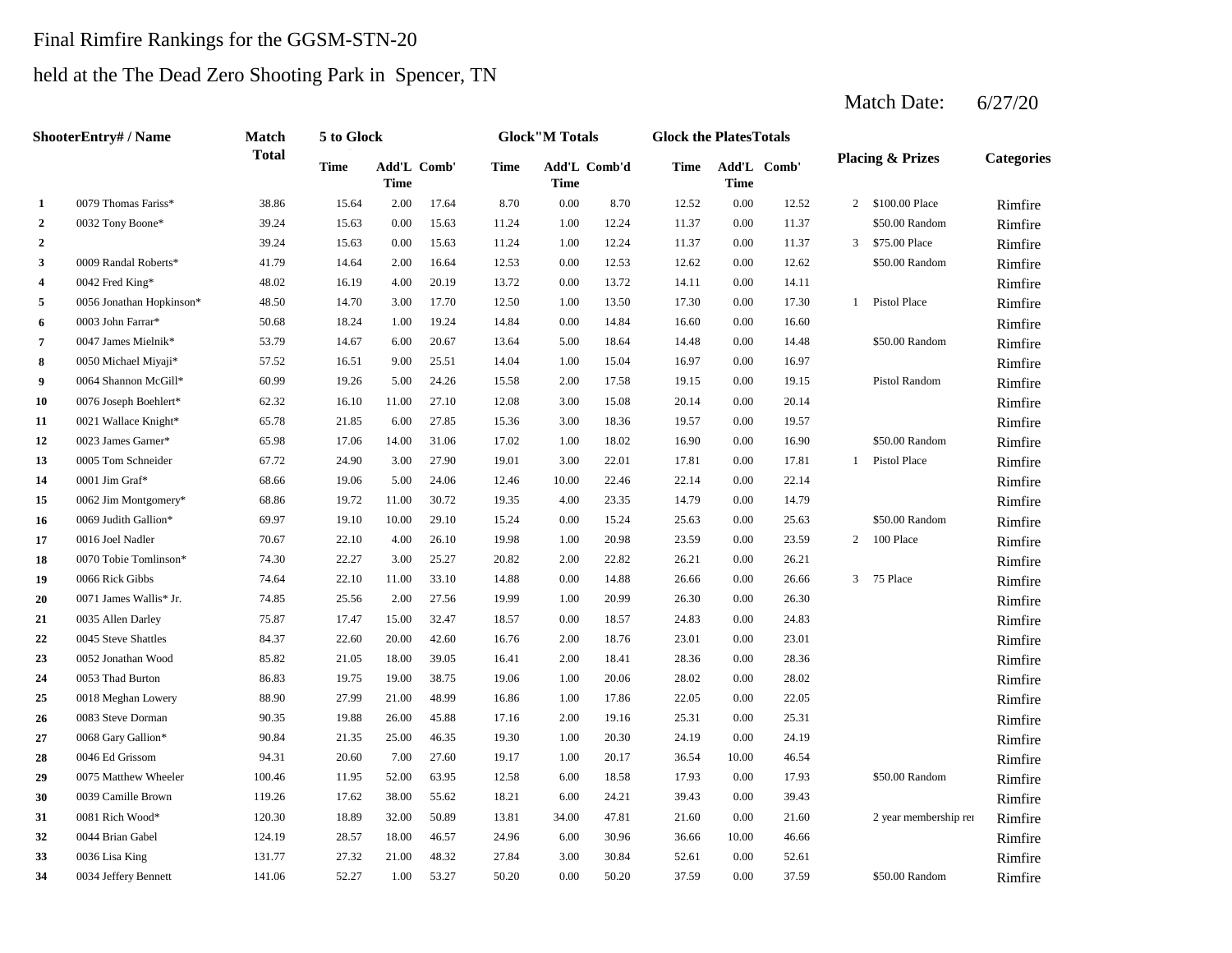# Final Rimfire Rankings for the GGSM-STN-20

## held at the The Dead Zero Shooting Park in Spencer, TN

Match Date: 6/27/20

| Shooter | Entry# / Name | Match Total | 5 to Glock | | | Glock"M Totals | | | Glock the Plates Totals | | | Placing & Prizes | | Categories |
|---|---|---|---|---|---|---|---|---|---|---|---|---|---|---|
| | | | Time | Add'L Time | Comb' | Time | Add'L Time | Comb'd | Time | Add'L Time | Comb' | | | |
| 1 | 0079 Thomas Fariss* | 38.86 | 15.64 | 2.00 | 17.64 | 8.70 | 0.00 | 8.70 | 12.52 | 0.00 | 12.52 | 2 | $100.00 Place | Rimfire |
| 2 | 0032 Tony Boone* | 39.24 | 15.63 | 0.00 | 15.63 | 11.24 | 1.00 | 12.24 | 11.37 | 0.00 | 11.37 | | $50.00 Random | Rimfire |
| 2 | | 39.24 | 15.63 | 0.00 | 15.63 | 11.24 | 1.00 | 12.24 | 11.37 | 0.00 | 11.37 | 3 | $75.00 Place | Rimfire |
| 3 | 0009 Randal Roberts* | 41.79 | 14.64 | 2.00 | 16.64 | 12.53 | 0.00 | 12.53 | 12.62 | 0.00 | 12.62 | | $50.00 Random | Rimfire |
| 4 | 0042 Fred King* | 48.02 | 16.19 | 4.00 | 20.19 | 13.72 | 0.00 | 13.72 | 14.11 | 0.00 | 14.11 | | | Rimfire |
| 5 | 0056 Jonathan Hopkinson* | 48.50 | 14.70 | 3.00 | 17.70 | 12.50 | 1.00 | 13.50 | 17.30 | 0.00 | 17.30 | 1 | Pistol Place | Rimfire |
| 6 | 0003 John Farrar* | 50.68 | 18.24 | 1.00 | 19.24 | 14.84 | 0.00 | 14.84 | 16.60 | 0.00 | 16.60 | | | Rimfire |
| 7 | 0047 James Mielnik* | 53.79 | 14.67 | 6.00 | 20.67 | 13.64 | 5.00 | 18.64 | 14.48 | 0.00 | 14.48 | | $50.00 Random | Rimfire |
| 8 | 0050 Michael Miyaji* | 57.52 | 16.51 | 9.00 | 25.51 | 14.04 | 1.00 | 15.04 | 16.97 | 0.00 | 16.97 | | | Rimfire |
| 9 | 0064 Shannon McGill* | 60.99 | 19.26 | 5.00 | 24.26 | 15.58 | 2.00 | 17.58 | 19.15 | 0.00 | 19.15 | | Pistol Random | Rimfire |
| 10 | 0076 Joseph Boehlert* | 62.32 | 16.10 | 11.00 | 27.10 | 12.08 | 3.00 | 15.08 | 20.14 | 0.00 | 20.14 | | | Rimfire |
| 11 | 0021 Wallace Knight* | 65.78 | 21.85 | 6.00 | 27.85 | 15.36 | 3.00 | 18.36 | 19.57 | 0.00 | 19.57 | | | Rimfire |
| 12 | 0023 James Garner* | 65.98 | 17.06 | 14.00 | 31.06 | 17.02 | 1.00 | 18.02 | 16.90 | 0.00 | 16.90 | | $50.00 Random | Rimfire |
| 13 | 0005 Tom Schneider | 67.72 | 24.90 | 3.00 | 27.90 | 19.01 | 3.00 | 22.01 | 17.81 | 0.00 | 17.81 | 1 | Pistol Place | Rimfire |
| 14 | 0001 Jim Graf* | 68.66 | 19.06 | 5.00 | 24.06 | 12.46 | 10.00 | 22.46 | 22.14 | 0.00 | 22.14 | | | Rimfire |
| 15 | 0062 Jim Montgomery* | 68.86 | 19.72 | 11.00 | 30.72 | 19.35 | 4.00 | 23.35 | 14.79 | 0.00 | 14.79 | | | Rimfire |
| 16 | 0069 Judith Gallion* | 69.97 | 19.10 | 10.00 | 29.10 | 15.24 | 0.00 | 15.24 | 25.63 | 0.00 | 25.63 | | $50.00 Random | Rimfire |
| 17 | 0016 Joel Nadler | 70.67 | 22.10 | 4.00 | 26.10 | 19.98 | 1.00 | 20.98 | 23.59 | 0.00 | 23.59 | 2 | 100 Place | Rimfire |
| 18 | 0070 Tobie Tomlinson* | 74.30 | 22.27 | 3.00 | 25.27 | 20.82 | 2.00 | 22.82 | 26.21 | 0.00 | 26.21 | | | Rimfire |
| 19 | 0066 Rick Gibbs | 74.64 | 22.10 | 11.00 | 33.10 | 14.88 | 0.00 | 14.88 | 26.66 | 0.00 | 26.66 | 3 | 75 Place | Rimfire |
| 20 | 0071 James Wallis* Jr. | 74.85 | 25.56 | 2.00 | 27.56 | 19.99 | 1.00 | 20.99 | 26.30 | 0.00 | 26.30 | | | Rimfire |
| 21 | 0035 Allen Darley | 75.87 | 17.47 | 15.00 | 32.47 | 18.57 | 0.00 | 18.57 | 24.83 | 0.00 | 24.83 | | | Rimfire |
| 22 | 0045 Steve Shattles | 84.37 | 22.60 | 20.00 | 42.60 | 16.76 | 2.00 | 18.76 | 23.01 | 0.00 | 23.01 | | | Rimfire |
| 23 | 0052 Jonathan Wood | 85.82 | 21.05 | 18.00 | 39.05 | 16.41 | 2.00 | 18.41 | 28.36 | 0.00 | 28.36 | | | Rimfire |
| 24 | 0053 Thad Burton | 86.83 | 19.75 | 19.00 | 38.75 | 19.06 | 1.00 | 20.06 | 28.02 | 0.00 | 28.02 | | | Rimfire |
| 25 | 0018 Meghan Lowery | 88.90 | 27.99 | 21.00 | 48.99 | 16.86 | 1.00 | 17.86 | 22.05 | 0.00 | 22.05 | | | Rimfire |
| 26 | 0083 Steve Dorman | 90.35 | 19.88 | 26.00 | 45.88 | 17.16 | 2.00 | 19.16 | 25.31 | 0.00 | 25.31 | | | Rimfire |
| 27 | 0068 Gary Gallion* | 90.84 | 21.35 | 25.00 | 46.35 | 19.30 | 1.00 | 20.30 | 24.19 | 0.00 | 24.19 | | | Rimfire |
| 28 | 0046 Ed Grissom | 94.31 | 20.60 | 7.00 | 27.60 | 19.17 | 1.00 | 20.17 | 36.54 | 10.00 | 46.54 | | | Rimfire |
| 29 | 0075 Matthew Wheeler | 100.46 | 11.95 | 52.00 | 63.95 | 12.58 | 6.00 | 18.58 | 17.93 | 0.00 | 17.93 | | $50.00 Random | Rimfire |
| 30 | 0039 Camille Brown | 119.26 | 17.62 | 38.00 | 55.62 | 18.21 | 6.00 | 24.21 | 39.43 | 0.00 | 39.43 | | | Rimfire |
| 31 | 0081 Rich Wood* | 120.30 | 18.89 | 32.00 | 50.89 | 13.81 | 34.00 | 47.81 | 21.60 | 0.00 | 21.60 | | 2 year membership re | Rimfire |
| 32 | 0044 Brian Gabel | 124.19 | 28.57 | 18.00 | 46.57 | 24.96 | 6.00 | 30.96 | 36.66 | 10.00 | 46.66 | | | Rimfire |
| 33 | 0036 Lisa King | 131.77 | 27.32 | 21.00 | 48.32 | 27.84 | 3.00 | 30.84 | 52.61 | 0.00 | 52.61 | | | Rimfire |
| 34 | 0034 Jeffery Bennett | 141.06 | 52.27 | 1.00 | 53.27 | 50.20 | 0.00 | 50.20 | 37.59 | 0.00 | 37.59 | | $50.00 Random | Rimfire |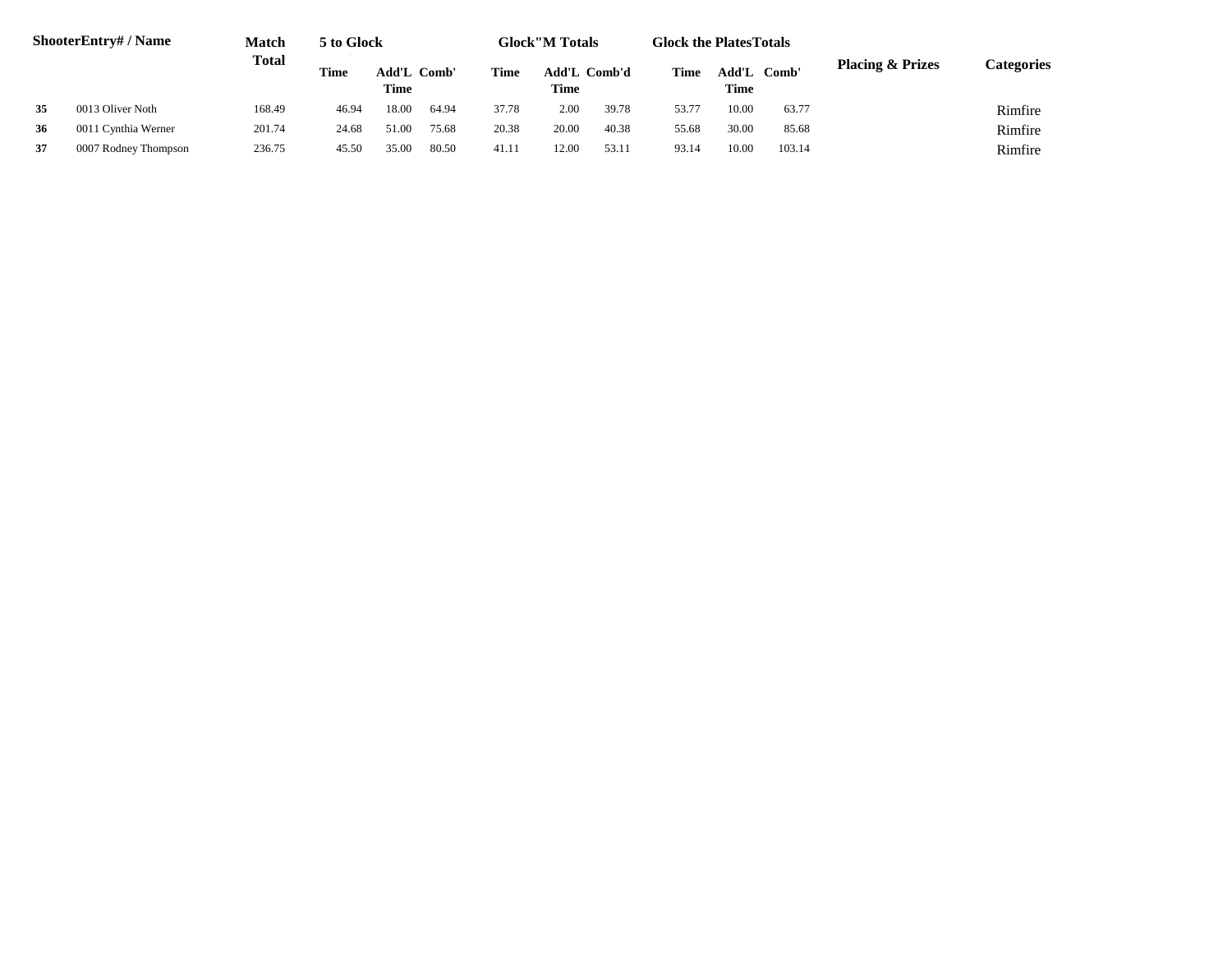| Shooter | Entry# / Name | Match Total | 5 to Glock | | | Glock"M Totals | | | Glock the Plates Totals | | | Placing & Prizes | Categories |
|---|---|---|---|---|---|---|---|---|---|---|---|---|---|
| | | | Time | Add'L Time | Comb' | Time | Add'L Time | Comb'd | Time | Add'L Time | Comb' | | |
| **35** | 0013 Oliver Noth | 168.49 | 46.94 | 18.00 | 64.94 | 37.78 | 2.00 | 39.78 | 53.77 | 10.00 | 63.77 | | Rimfire |
| **36** | 0011 Cynthia Werner | 201.74 | 24.68 | 51.00 | 75.68 | 20.38 | 20.00 | 40.38 | 55.68 | 30.00 | 85.68 | | Rimfire |
| **37** | 0007 Rodney Thompson | 236.75 | 45.50 | 35.00 | 80.50 | 41.11 | 12.00 | 53.11 | 93.14 | 10.00 | 103.14 | | Rimfire |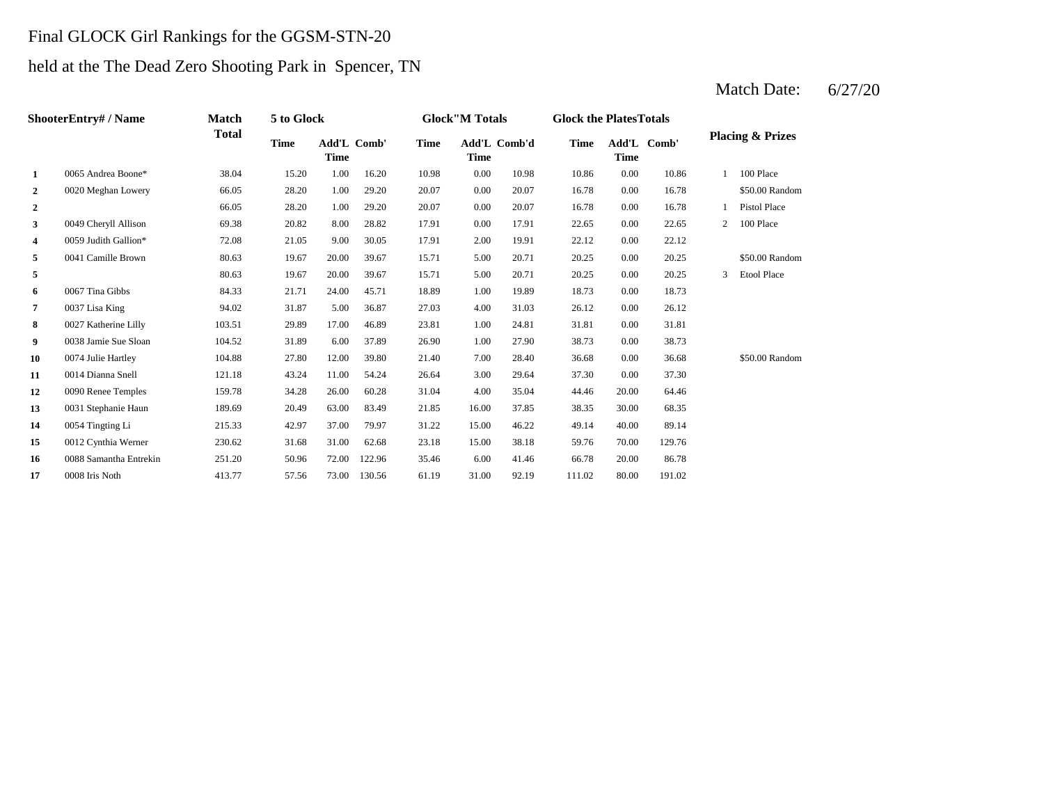Final GLOCK Girl Rankings for the GGSM-STN-20

held at the The Dead Zero Shooting Park in Spencer, TN

Match Date: 6/27/20

| Shooter | Entry# / Name | Match Total | 5 to Glock | | | Glock"M Totals | | | Glock the Plates Totals | | | Placing & Prizes | |
|---|---|---|---|---|---|---|---|---|---|---|---|---|---|
| | | | Time | Add'L Time | Comb' | Time | Add'L Time | Comb'd | Time | Add'L Time | Comb' | | |
| 1 | 0065 Andrea Boone* | 38.04 | 15.20 | 1.00 | 16.20 | 10.98 | 0.00 | 10.98 | 10.86 | 0.00 | 10.86 | 1 | 100 Place |
| 2 | 0020 Meghan Lowery | 66.05 | 28.20 | 1.00 | 29.20 | 20.07 | 0.00 | 20.07 | 16.78 | 0.00 | 16.78 | | $50.00 Random |
| 2 | | 66.05 | 28.20 | 1.00 | 29.20 | 20.07 | 0.00 | 20.07 | 16.78 | 0.00 | 16.78 | 1 | Pistol Place |
| 3 | 0049 Cheryll Allison | 69.38 | 20.82 | 8.00 | 28.82 | 17.91 | 0.00 | 17.91 | 22.65 | 0.00 | 22.65 | 2 | 100 Place |
| 4 | 0059 Judith Gallion* | 72.08 | 21.05 | 9.00 | 30.05 | 17.91 | 2.00 | 19.91 | 22.12 | 0.00 | 22.12 | | |
| 5 | 0041 Camille Brown | 80.63 | 19.67 | 20.00 | 39.67 | 15.71 | 5.00 | 20.71 | 20.25 | 0.00 | 20.25 | | $50.00 Random |
| 5 | | 80.63 | 19.67 | 20.00 | 39.67 | 15.71 | 5.00 | 20.71 | 20.25 | 0.00 | 20.25 | 3 | Etool Place |
| 6 | 0067 Tina Gibbs | 84.33 | 21.71 | 24.00 | 45.71 | 18.89 | 1.00 | 19.89 | 18.73 | 0.00 | 18.73 | | |
| 7 | 0037 Lisa King | 94.02 | 31.87 | 5.00 | 36.87 | 27.03 | 4.00 | 31.03 | 26.12 | 0.00 | 26.12 | | |
| 8 | 0027 Katherine Lilly | 103.51 | 29.89 | 17.00 | 46.89 | 23.81 | 1.00 | 24.81 | 31.81 | 0.00 | 31.81 | | |
| 9 | 0038 Jamie Sue Sloan | 104.52 | 31.89 | 6.00 | 37.89 | 26.90 | 1.00 | 27.90 | 38.73 | 0.00 | 38.73 | | |
| 10 | 0074 Julie Hartley | 104.88 | 27.80 | 12.00 | 39.80 | 21.40 | 7.00 | 28.40 | 36.68 | 0.00 | 36.68 | | $50.00 Random |
| 11 | 0014 Dianna Snell | 121.18 | 43.24 | 11.00 | 54.24 | 26.64 | 3.00 | 29.64 | 37.30 | 0.00 | 37.30 | | |
| 12 | 0090 Renee Temples | 159.78 | 34.28 | 26.00 | 60.28 | 31.04 | 4.00 | 35.04 | 44.46 | 20.00 | 64.46 | | |
| 13 | 0031 Stephanie Haun | 189.69 | 20.49 | 63.00 | 83.49 | 21.85 | 16.00 | 37.85 | 38.35 | 30.00 | 68.35 | | |
| 14 | 0054 Tingting Li | 215.33 | 42.97 | 37.00 | 79.97 | 31.22 | 15.00 | 46.22 | 49.14 | 40.00 | 89.14 | | |
| 15 | 0012 Cynthia Werner | 230.62 | 31.68 | 31.00 | 62.68 | 23.18 | 15.00 | 38.18 | 59.76 | 70.00 | 129.76 | | |
| 16 | 0088 Samantha Entrekin | 251.20 | 50.96 | 72.00 | 122.96 | 35.46 | 6.00 | 41.46 | 66.78 | 20.00 | 86.78 | | |
| 17 | 0008 Iris Noth | 413.77 | 57.56 | 73.00 | 130.56 | 61.19 | 31.00 | 92.19 | 111.02 | 80.00 | 191.02 | | |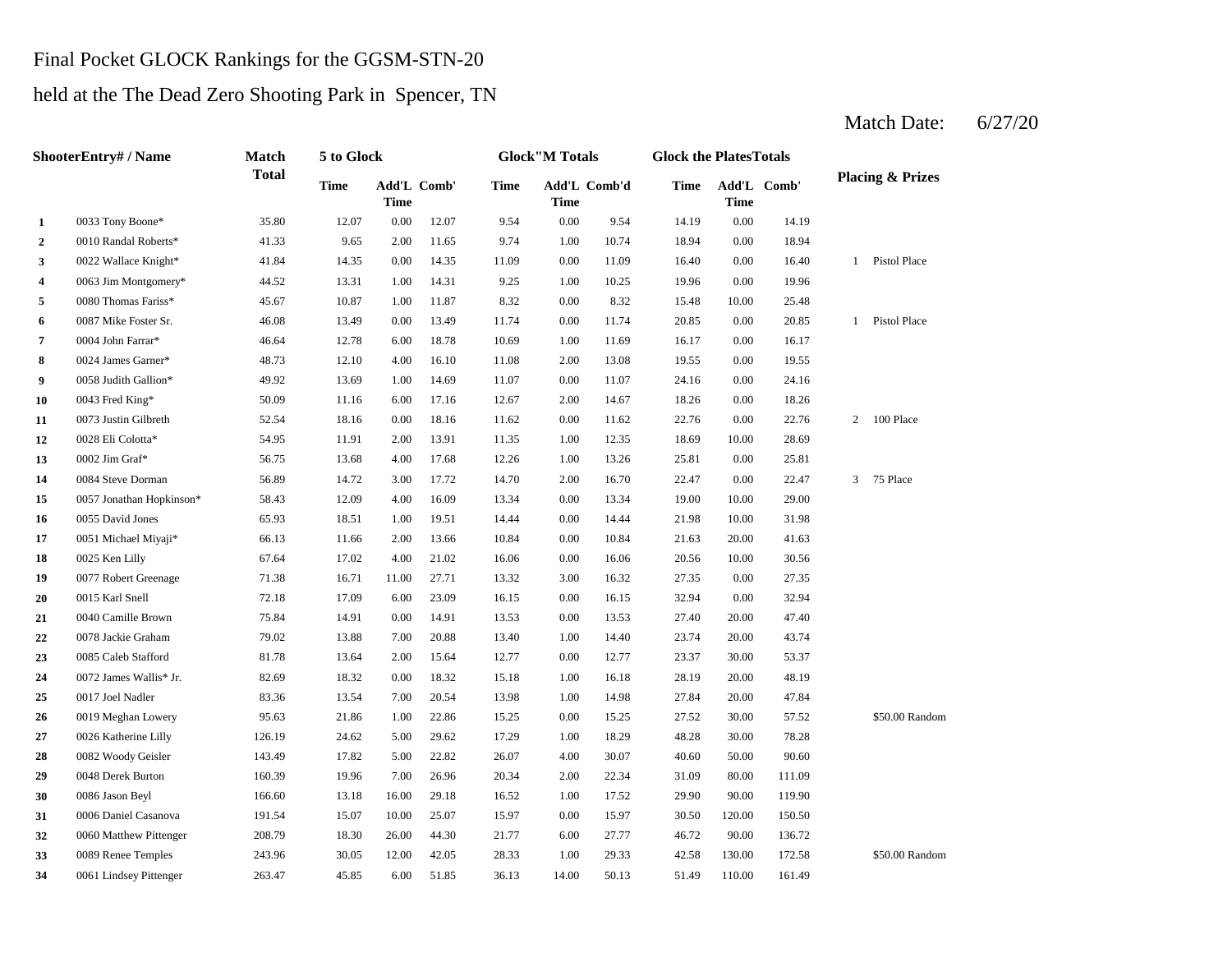Final Pocket GLOCK Rankings for the GGSM-STN-20

held at the The Dead Zero Shooting Park in Spencer, TN

Match Date: 6/27/20

| Shooter | Entry# / Name | Match Total | 5 to Glock | | | Glock"M Totals | | | Glock the Plates Totals | | | Placing & Prizes | |
|---|---|---|---|---|---|---|---|---|---|---|---|---|---|
| | | | Time | Add'L Time | Comb' | Time | Add'L Time | Comb'd | Time | Add'L Time | Comb' | | |
| 1 | 0033 Tony Boone* | 35.80 | 12.07 | 0.00 | 12.07 | 9.54 | 0.00 | 9.54 | 14.19 | 0.00 | 14.19 | | |
| 2 | 0010 Randal Roberts* | 41.33 | 9.65 | 2.00 | 11.65 | 9.74 | 1.00 | 10.74 | 18.94 | 0.00 | 18.94 | | |
| 3 | 0022 Wallace Knight* | 41.84 | 14.35 | 0.00 | 14.35 | 11.09 | 0.00 | 11.09 | 16.40 | 0.00 | 16.40 | 1 | Pistol Place |
| 4 | 0063 Jim Montgomery* | 44.52 | 13.31 | 1.00 | 14.31 | 9.25 | 1.00 | 10.25 | 19.96 | 0.00 | 19.96 | | |
| 5 | 0080 Thomas Fariss* | 45.67 | 10.87 | 1.00 | 11.87 | 8.32 | 0.00 | 8.32 | 15.48 | 10.00 | 25.48 | | |
| 6 | 0087 Mike Foster Sr. | 46.08 | 13.49 | 0.00 | 13.49 | 11.74 | 0.00 | 11.74 | 20.85 | 0.00 | 20.85 | 1 | Pistol Place |
| 7 | 0004 John Farrar* | 46.64 | 12.78 | 6.00 | 18.78 | 10.69 | 1.00 | 11.69 | 16.17 | 0.00 | 16.17 | | |
| 8 | 0024 James Garner* | 48.73 | 12.10 | 4.00 | 16.10 | 11.08 | 2.00 | 13.08 | 19.55 | 0.00 | 19.55 | | |
| 9 | 0058 Judith Gallion* | 49.92 | 13.69 | 1.00 | 14.69 | 11.07 | 0.00 | 11.07 | 24.16 | 0.00 | 24.16 | | |
| 10 | 0043 Fred King* | 50.09 | 11.16 | 6.00 | 17.16 | 12.67 | 2.00 | 14.67 | 18.26 | 0.00 | 18.26 | | |
| 11 | 0073 Justin Gilbreth | 52.54 | 18.16 | 0.00 | 18.16 | 11.62 | 0.00 | 11.62 | 22.76 | 0.00 | 22.76 | 2 | 100 Place |
| 12 | 0028 Eli Colotta* | 54.95 | 11.91 | 2.00 | 13.91 | 11.35 | 1.00 | 12.35 | 18.69 | 10.00 | 28.69 | | |
| 13 | 0002 Jim Graf* | 56.75 | 13.68 | 4.00 | 17.68 | 12.26 | 1.00 | 13.26 | 25.81 | 0.00 | 25.81 | | |
| 14 | 0084 Steve Dorman | 56.89 | 14.72 | 3.00 | 17.72 | 14.70 | 2.00 | 16.70 | 22.47 | 0.00 | 22.47 | 3 | 75 Place |
| 15 | 0057 Jonathan Hopkinson* | 58.43 | 12.09 | 4.00 | 16.09 | 13.34 | 0.00 | 13.34 | 19.00 | 10.00 | 29.00 | | |
| 16 | 0055 David Jones | 65.93 | 18.51 | 1.00 | 19.51 | 14.44 | 0.00 | 14.44 | 21.98 | 10.00 | 31.98 | | |
| 17 | 0051 Michael Miyaji* | 66.13 | 11.66 | 2.00 | 13.66 | 10.84 | 0.00 | 10.84 | 21.63 | 20.00 | 41.63 | | |
| 18 | 0025 Ken Lilly | 67.64 | 17.02 | 4.00 | 21.02 | 16.06 | 0.00 | 16.06 | 20.56 | 10.00 | 30.56 | | |
| 19 | 0077 Robert Greenage | 71.38 | 16.71 | 11.00 | 27.71 | 13.32 | 3.00 | 16.32 | 27.35 | 0.00 | 27.35 | | |
| 20 | 0015 Karl Snell | 72.18 | 17.09 | 6.00 | 23.09 | 16.15 | 0.00 | 16.15 | 32.94 | 0.00 | 32.94 | | |
| 21 | 0040 Camille Brown | 75.84 | 14.91 | 0.00 | 14.91 | 13.53 | 0.00 | 13.53 | 27.40 | 20.00 | 47.40 | | |
| 22 | 0078 Jackie Graham | 79.02 | 13.88 | 7.00 | 20.88 | 13.40 | 1.00 | 14.40 | 23.74 | 20.00 | 43.74 | | |
| 23 | 0085 Caleb Stafford | 81.78 | 13.64 | 2.00 | 15.64 | 12.77 | 0.00 | 12.77 | 23.37 | 30.00 | 53.37 | | |
| 24 | 0072 James Wallis* Jr. | 82.69 | 18.32 | 0.00 | 18.32 | 15.18 | 1.00 | 16.18 | 28.19 | 20.00 | 48.19 | | |
| 25 | 0017 Joel Nadler | 83.36 | 13.54 | 7.00 | 20.54 | 13.98 | 1.00 | 14.98 | 27.84 | 20.00 | 47.84 | | |
| 26 | 0019 Meghan Lowery | 95.63 | 21.86 | 1.00 | 22.86 | 15.25 | 0.00 | 15.25 | 27.52 | 30.00 | 57.52 | | $50.00 Random |
| 27 | 0026 Katherine Lilly | 126.19 | 24.62 | 5.00 | 29.62 | 17.29 | 1.00 | 18.29 | 48.28 | 30.00 | 78.28 | | |
| 28 | 0082 Woody Geisler | 143.49 | 17.82 | 5.00 | 22.82 | 26.07 | 4.00 | 30.07 | 40.60 | 50.00 | 90.60 | | |
| 29 | 0048 Derek Burton | 160.39 | 19.96 | 7.00 | 26.96 | 20.34 | 2.00 | 22.34 | 31.09 | 80.00 | 111.09 | | |
| 30 | 0086 Jason Beyl | 166.60 | 13.18 | 16.00 | 29.18 | 16.52 | 1.00 | 17.52 | 29.90 | 90.00 | 119.90 | | |
| 31 | 0006 Daniel Casanova | 191.54 | 15.07 | 10.00 | 25.07 | 15.97 | 0.00 | 15.97 | 30.50 | 120.00 | 150.50 | | |
| 32 | 0060 Matthew Pittenger | 208.79 | 18.30 | 26.00 | 44.30 | 21.77 | 6.00 | 27.77 | 46.72 | 90.00 | 136.72 | | |
| 33 | 0089 Renee Temples | 243.96 | 30.05 | 12.00 | 42.05 | 28.33 | 1.00 | 29.33 | 42.58 | 130.00 | 172.58 | | $50.00 Random |
| 34 | 0061 Lindsey Pittenger | 263.47 | 45.85 | 6.00 | 51.85 | 36.13 | 14.00 | 50.13 | 51.49 | 110.00 | 161.49 | | |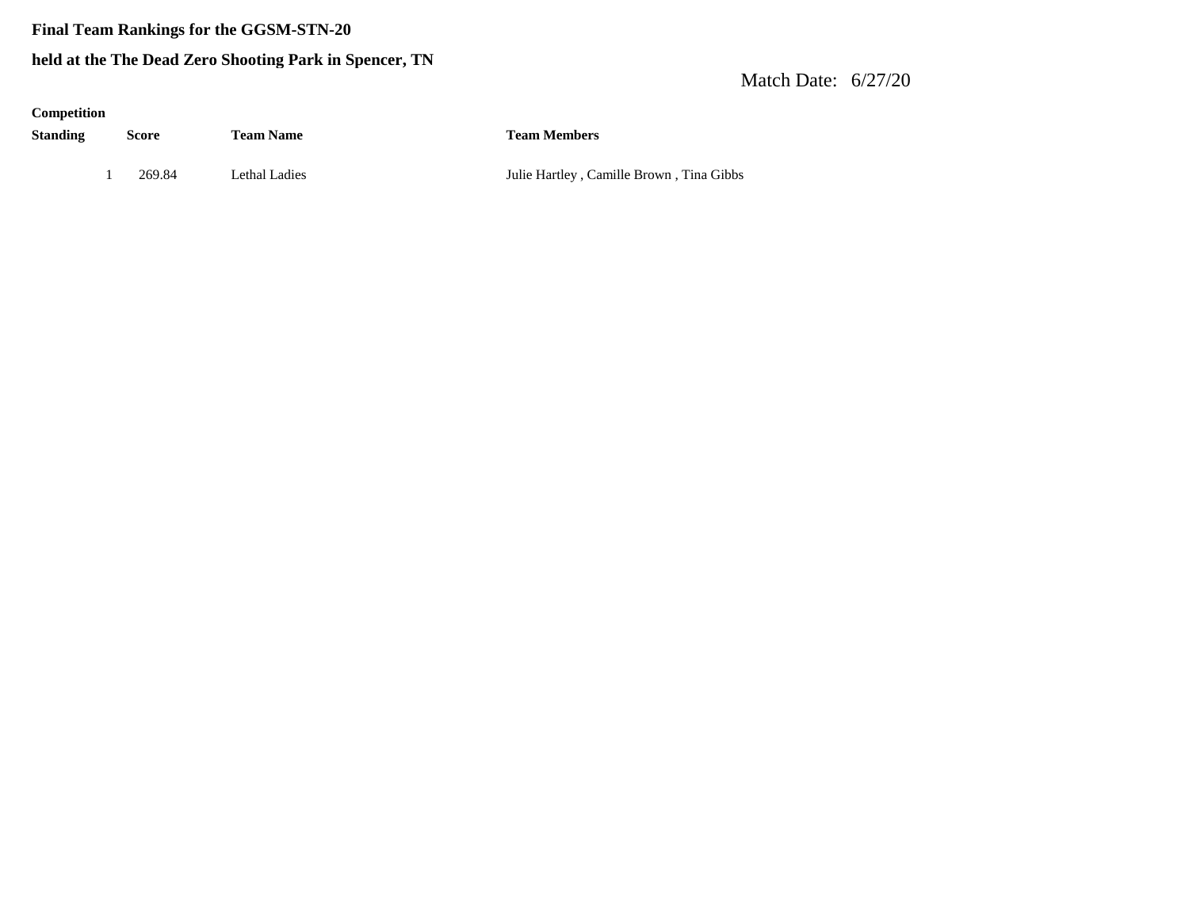**Final Team Rankings for the GGSM-STN-20**

**held at the The Dead Zero Shooting Park in Spencer, TN**

Match Date: 6/27/20

| Competition Standing | Score | Team Name | Team Members |
|---|---|---|---|
| 1 | 269.84 | Lethal Ladies | Julie Hartley , Camille Brown , Tina Gibbs |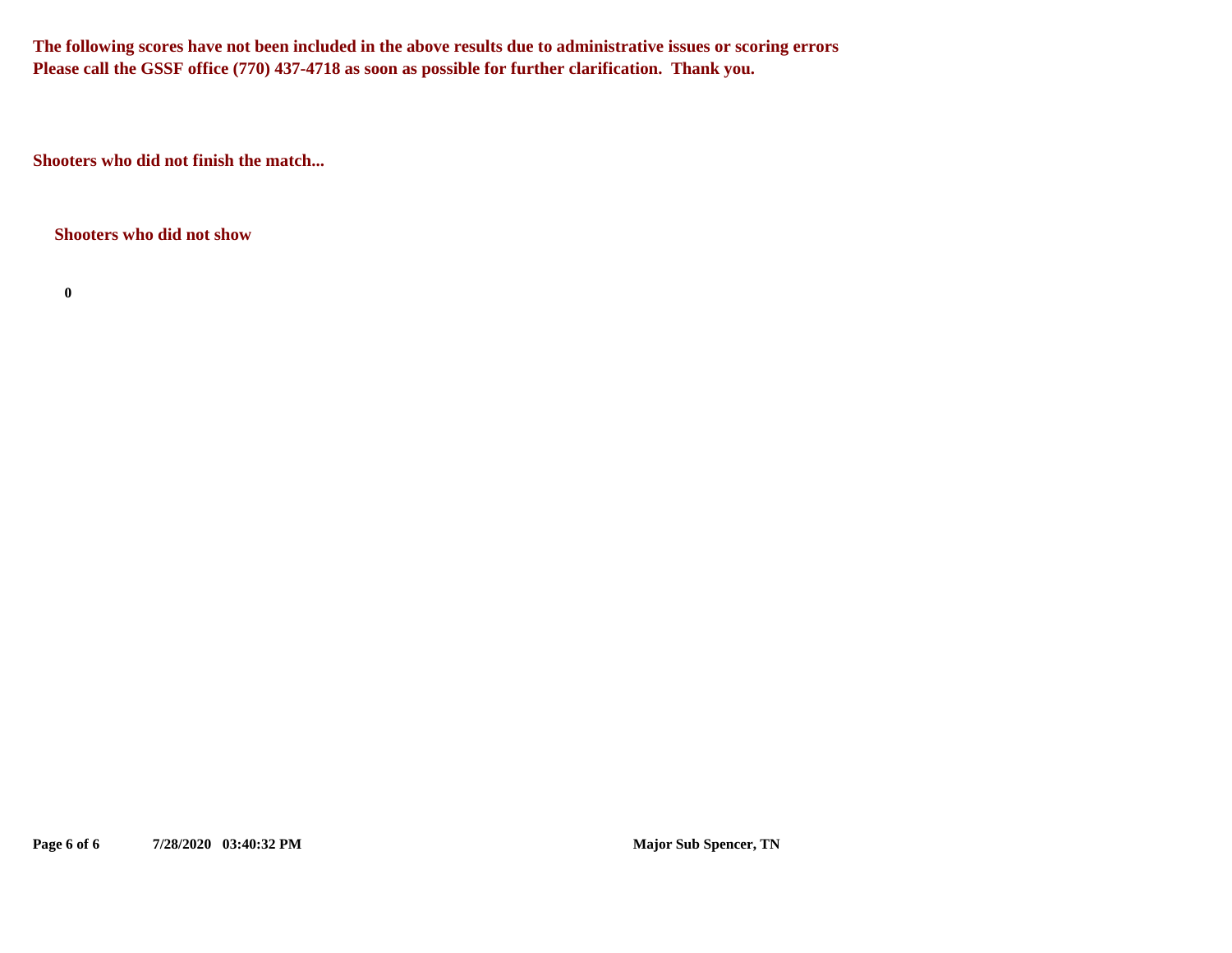**The following scores have not been included in the above results due to administrative issues or scoring errors**
**Please call the GSSF office (770) 437-4718 as soon as possible for further clarification. Thank you.**

**Shooters who did not finish the match...**

**Shooters who did not show**

**0**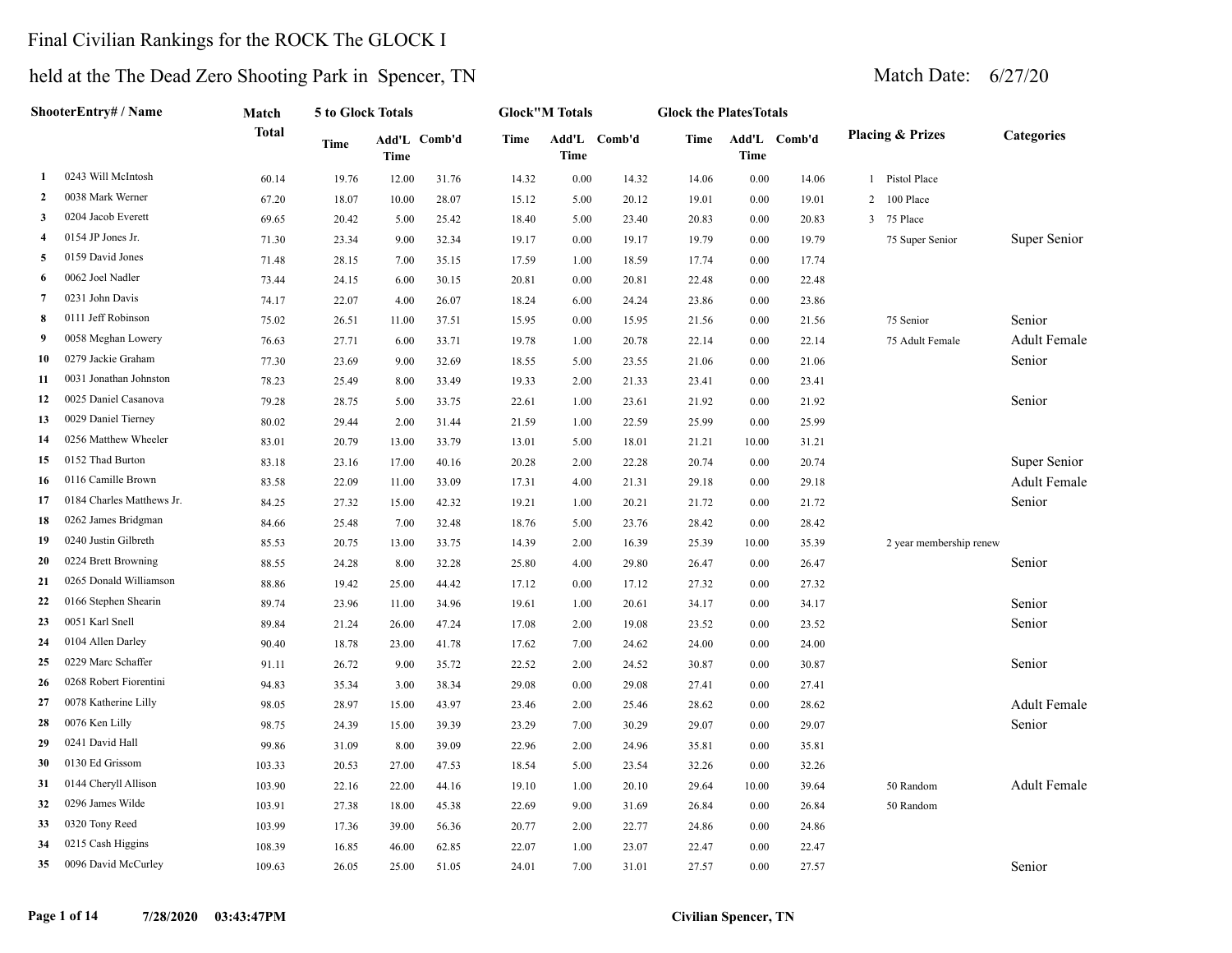# Final Civilian Rankings for the ROCK The GLOCK I

## held at the The Dead Zero Shooting Park in Spencer, TN

Match Date: 6/27/20

| | ShooterEntry# / Name | Match Total | 5 to Glock Totals | | | Glock"M Totals | | | Glock the PlatesTotals | | | Placing & Prizes | Categories |
|---|---|---|---|---|---|---|---|---|---|---|---|---|---|
| | | | Time | Add'L Time | Comb'd | Time | Add'L Time | Comb'd | Time | Add'L Time | Comb'd | | |
| 1 | 0243 Will McIntosh | 60.14 | 19.76 | 12.00 | 31.76 | 14.32 | 0.00 | 14.32 | 14.06 | 0.00 | 14.06 | 1 Pistol Place | |
| 2 | 0038 Mark Werner | 67.20 | 18.07 | 10.00 | 28.07 | 15.12 | 5.00 | 20.12 | 19.01 | 0.00 | 19.01 | 2 100 Place | |
| 3 | 0204 Jacob Everett | 69.65 | 20.42 | 5.00 | 25.42 | 18.40 | 5.00 | 23.40 | 20.83 | 0.00 | 20.83 | 3 75 Place | |
| 4 | 0154 JP Jones Jr. | 71.30 | 23.34 | 9.00 | 32.34 | 19.17 | 0.00 | 19.17 | 19.79 | 0.00 | 19.79 | 75 Super Senior | Super Senior |
| 5 | 0159 David Jones | 71.48 | 28.15 | 7.00 | 35.15 | 17.59 | 1.00 | 18.59 | 17.74 | 0.00 | 17.74 | | |
| 6 | 0062 Joel Nadler | 73.44 | 24.15 | 6.00 | 30.15 | 20.81 | 0.00 | 20.81 | 22.48 | 0.00 | 22.48 | | |
| 7 | 0231 John Davis | 74.17 | 22.07 | 4.00 | 26.07 | 18.24 | 6.00 | 24.24 | 23.86 | 0.00 | 23.86 | | |
| 8 | 0111 Jeff Robinson | 75.02 | 26.51 | 11.00 | 37.51 | 15.95 | 0.00 | 15.95 | 21.56 | 0.00 | 21.56 | 75 Senior | Senior |
| 9 | 0058 Meghan Lowery | 76.63 | 27.71 | 6.00 | 33.71 | 19.78 | 1.00 | 20.78 | 22.14 | 0.00 | 22.14 | 75 Adult Female | Adult Female |
| 10 | 0279 Jackie Graham | 77.30 | 23.69 | 9.00 | 32.69 | 18.55 | 5.00 | 23.55 | 21.06 | 0.00 | 21.06 | | Senior |
| 11 | 0031 Jonathan Johnston | 78.23 | 25.49 | 8.00 | 33.49 | 19.33 | 2.00 | 21.33 | 23.41 | 0.00 | 23.41 | | |
| 12 | 0025 Daniel Casanova | 79.28 | 28.75 | 5.00 | 33.75 | 22.61 | 1.00 | 23.61 | 21.92 | 0.00 | 21.92 | | Senior |
| 13 | 0029 Daniel Tierney | 80.02 | 29.44 | 2.00 | 31.44 | 21.59 | 1.00 | 22.59 | 25.99 | 0.00 | 25.99 | | |
| 14 | 0256 Matthew Wheeler | 83.01 | 20.79 | 13.00 | 33.79 | 13.01 | 5.00 | 18.01 | 21.21 | 10.00 | 31.21 | | |
| 15 | 0152 Thad Burton | 83.18 | 23.16 | 17.00 | 40.16 | 20.28 | 2.00 | 22.28 | 20.74 | 0.00 | 20.74 | | Super Senior |
| 16 | 0116 Camille Brown | 83.58 | 22.09 | 11.00 | 33.09 | 17.31 | 4.00 | 21.31 | 29.18 | 0.00 | 29.18 | | Adult Female |
| 17 | 0184 Charles Matthews Jr. | 84.25 | 27.32 | 15.00 | 42.32 | 19.21 | 1.00 | 20.21 | 21.72 | 0.00 | 21.72 | | Senior |
| 18 | 0262 James Bridgman | 84.66 | 25.48 | 7.00 | 32.48 | 18.76 | 5.00 | 23.76 | 28.42 | 0.00 | 28.42 | | |
| 19 | 0240 Justin Gilbreth | 85.53 | 20.75 | 13.00 | 33.75 | 14.39 | 2.00 | 16.39 | 25.39 | 10.00 | 35.39 | 2 year membership renew | |
| 20 | 0224 Brett Browning | 88.55 | 24.28 | 8.00 | 32.28 | 25.80 | 4.00 | 29.80 | 26.47 | 0.00 | 26.47 | | Senior |
| 21 | 0265 Donald Williamson | 88.86 | 19.42 | 25.00 | 44.42 | 17.12 | 0.00 | 17.12 | 27.32 | 0.00 | 27.32 | | |
| 22 | 0166 Stephen Shearin | 89.74 | 23.96 | 11.00 | 34.96 | 19.61 | 1.00 | 20.61 | 34.17 | 0.00 | 34.17 | | Senior |
| 23 | 0051 Karl Snell | 89.84 | 21.24 | 26.00 | 47.24 | 17.08 | 2.00 | 19.08 | 23.52 | 0.00 | 23.52 | | Senior |
| 24 | 0104 Allen Darley | 90.40 | 18.78 | 23.00 | 41.78 | 17.62 | 7.00 | 24.62 | 24.00 | 0.00 | 24.00 | | |
| 25 | 0229 Marc Schaffer | 91.11 | 26.72 | 9.00 | 35.72 | 22.52 | 2.00 | 24.52 | 30.87 | 0.00 | 30.87 | | Senior |
| 26 | 0268 Robert Fiorentini | 94.83 | 35.34 | 3.00 | 38.34 | 29.08 | 0.00 | 29.08 | 27.41 | 0.00 | 27.41 | | |
| 27 | 0078 Katherine Lilly | 98.05 | 28.97 | 15.00 | 43.97 | 23.46 | 2.00 | 25.46 | 28.62 | 0.00 | 28.62 | | Adult Female |
| 28 | 0076 Ken Lilly | 98.75 | 24.39 | 15.00 | 39.39 | 23.29 | 7.00 | 30.29 | 29.07 | 0.00 | 29.07 | | Senior |
| 29 | 0241 David Hall | 99.86 | 31.09 | 8.00 | 39.09 | 22.96 | 2.00 | 24.96 | 35.81 | 0.00 | 35.81 | | |
| 30 | 0130 Ed Grissom | 103.33 | 20.53 | 27.00 | 47.53 | 18.54 | 5.00 | 23.54 | 32.26 | 0.00 | 32.26 | | |
| 31 | 0144 Cheryll Allison | 103.90 | 22.16 | 22.00 | 44.16 | 19.10 | 1.00 | 20.10 | 29.64 | 10.00 | 39.64 | 50 Random | Adult Female |
| 32 | 0296 James Wilde | 103.91 | 27.38 | 18.00 | 45.38 | 22.69 | 9.00 | 31.69 | 26.84 | 0.00 | 26.84 | 50 Random | |
| 33 | 0320 Tony Reed | 103.99 | 17.36 | 39.00 | 56.36 | 20.77 | 2.00 | 22.77 | 24.86 | 0.00 | 24.86 | | |
| 34 | 0215 Cash Higgins | 108.39 | 16.85 | 46.00 | 62.85 | 22.07 | 1.00 | 23.07 | 22.47 | 0.00 | 22.47 | | |
| 35 | 0096 David McCurley | 109.63 | 26.05 | 25.00 | 51.05 | 24.01 | 7.00 | 31.01 | 27.57 | 0.00 | 27.57 | | Senior |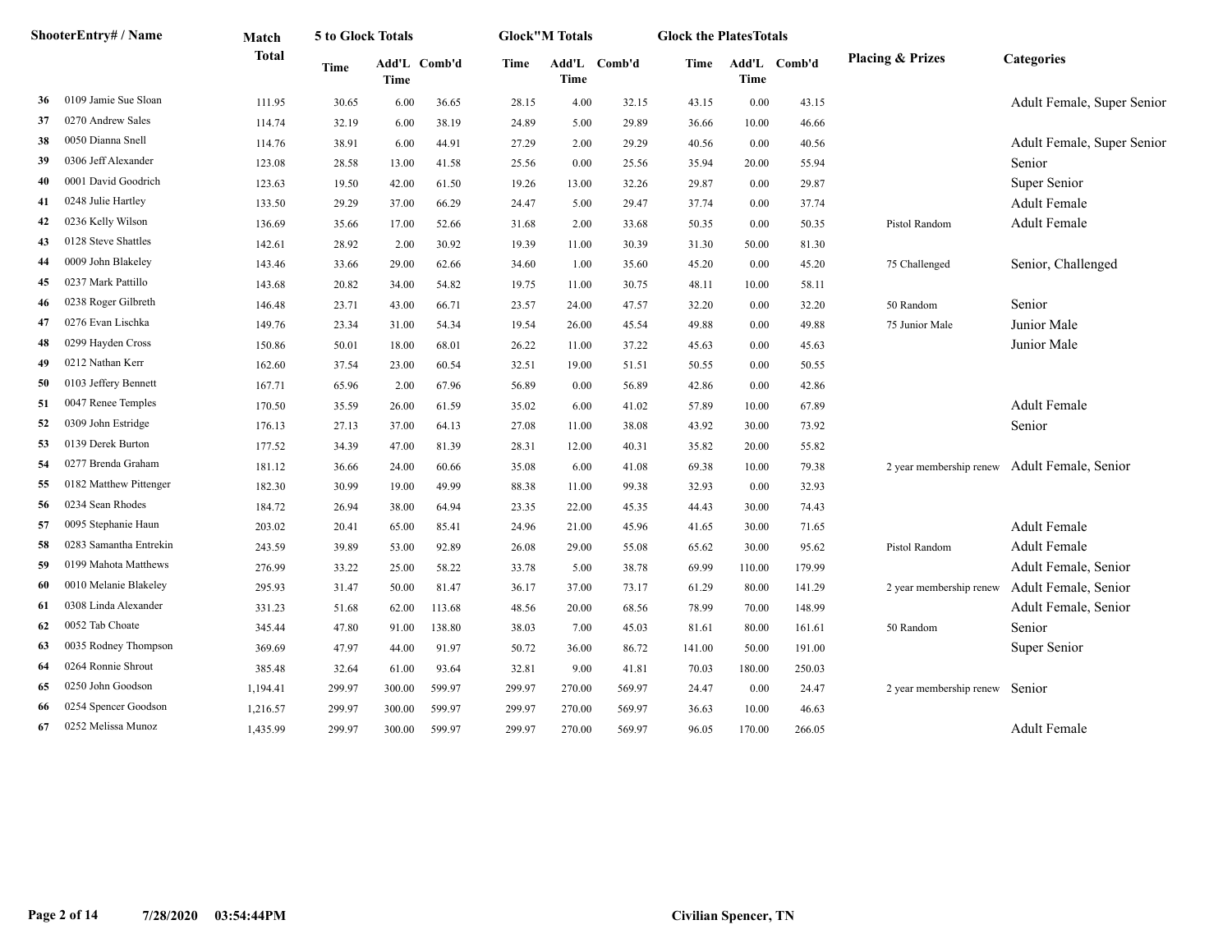| | ShooterEntry# / Name | Match Total | 5 to Glock Totals | | | Glock"M Totals | | | Glock the PlatesTotals | | | Placing & Prizes | Categories |
|---|---|---|---|---|---|---|---|---|---|---|---|---|---|
| | | | Time | Add'L Time | Comb'd | Time | Add'L Time | Comb'd | Time | Add'L Time | Comb'd | | |
| 36 | 0109 Jamie Sue Sloan | 111.95 | 30.65 | 6.00 | 36.65 | 28.15 | 4.00 | 32.15 | 43.15 | 0.00 | 43.15 | | Adult Female, Super Senior |
| 37 | 0270 Andrew Sales | 114.74 | 32.19 | 6.00 | 38.19 | 24.89 | 5.00 | 29.89 | 36.66 | 10.00 | 46.66 | | |
| 38 | 0050 Dianna Snell | 114.76 | 38.91 | 6.00 | 44.91 | 27.29 | 2.00 | 29.29 | 40.56 | 0.00 | 40.56 | | Adult Female, Super Senior |
| 39 | 0306 Jeff Alexander | 123.08 | 28.58 | 13.00 | 41.58 | 25.56 | 0.00 | 25.56 | 35.94 | 20.00 | 55.94 | | Senior |
| 40 | 0001 David Goodrich | 123.63 | 19.50 | 42.00 | 61.50 | 19.26 | 13.00 | 32.26 | 29.87 | 0.00 | 29.87 | | Super Senior |
| 41 | 0248 Julie Hartley | 133.50 | 29.29 | 37.00 | 66.29 | 24.47 | 5.00 | 29.47 | 37.74 | 0.00 | 37.74 | | Adult Female |
| 42 | 0236 Kelly Wilson | 136.69 | 35.66 | 17.00 | 52.66 | 31.68 | 2.00 | 33.68 | 50.35 | 0.00 | 50.35 | Pistol Random | Adult Female |
| 43 | 0128 Steve Shattles | 142.61 | 28.92 | 2.00 | 30.92 | 19.39 | 11.00 | 30.39 | 31.30 | 50.00 | 81.30 | | |
| 44 | 0009 John Blakeley | 143.46 | 33.66 | 29.00 | 62.66 | 34.60 | 1.00 | 35.60 | 45.20 | 0.00 | 45.20 | 75 Challenged | Senior, Challenged |
| 45 | 0237 Mark Pattillo | 143.68 | 20.82 | 34.00 | 54.82 | 19.75 | 11.00 | 30.75 | 48.11 | 10.00 | 58.11 | | |
| 46 | 0238 Roger Gilbreth | 146.48 | 23.71 | 43.00 | 66.71 | 23.57 | 24.00 | 47.57 | 32.20 | 0.00 | 32.20 | 50 Random | Senior |
| 47 | 0276 Evan Lischka | 149.76 | 23.34 | 31.00 | 54.34 | 19.54 | 26.00 | 45.54 | 49.88 | 0.00 | 49.88 | 75 Junior Male | Junior Male |
| 48 | 0299 Hayden Cross | 150.86 | 50.01 | 18.00 | 68.01 | 26.22 | 11.00 | 37.22 | 45.63 | 0.00 | 45.63 | | Junior Male |
| 49 | 0212 Nathan Kerr | 162.60 | 37.54 | 23.00 | 60.54 | 32.51 | 19.00 | 51.51 | 50.55 | 0.00 | 50.55 | | |
| 50 | 0103 Jeffery Bennett | 167.71 | 65.96 | 2.00 | 67.96 | 56.89 | 0.00 | 56.89 | 42.86 | 0.00 | 42.86 | | |
| 51 | 0047 Renee Temples | 170.50 | 35.59 | 26.00 | 61.59 | 35.02 | 6.00 | 41.02 | 57.89 | 10.00 | 67.89 | | Adult Female |
| 52 | 0309 John Estridge | 176.13 | 27.13 | 37.00 | 64.13 | 27.08 | 11.00 | 38.08 | 43.92 | 30.00 | 73.92 | | Senior |
| 53 | 0139 Derek Burton | 177.52 | 34.39 | 47.00 | 81.39 | 28.31 | 12.00 | 40.31 | 35.82 | 20.00 | 55.82 | | |
| 54 | 0277 Brenda Graham | 181.12 | 36.66 | 24.00 | 60.66 | 35.08 | 6.00 | 41.08 | 69.38 | 10.00 | 79.38 | 2 year membership renew | Adult Female, Senior |
| 55 | 0182 Matthew Pittenger | 182.30 | 30.99 | 19.00 | 49.99 | 88.38 | 11.00 | 99.38 | 32.93 | 0.00 | 32.93 | | |
| 56 | 0234 Sean Rhodes | 184.72 | 26.94 | 38.00 | 64.94 | 23.35 | 22.00 | 45.35 | 44.43 | 30.00 | 74.43 | | |
| 57 | 0095 Stephanie Haun | 203.02 | 20.41 | 65.00 | 85.41 | 24.96 | 21.00 | 45.96 | 41.65 | 30.00 | 71.65 | | Adult Female |
| 58 | 0283 Samantha Entrekin | 243.59 | 39.89 | 53.00 | 92.89 | 26.08 | 29.00 | 55.08 | 65.62 | 30.00 | 95.62 | Pistol Random | Adult Female |
| 59 | 0199 Mahota Matthews | 276.99 | 33.22 | 25.00 | 58.22 | 33.78 | 5.00 | 38.78 | 69.99 | 110.00 | 179.99 | | Adult Female, Senior |
| 60 | 0010 Melanie Blakeley | 295.93 | 31.47 | 50.00 | 81.47 | 36.17 | 37.00 | 73.17 | 61.29 | 80.00 | 141.29 | 2 year membership renew | Adult Female, Senior |
| 61 | 0308 Linda Alexander | 331.23 | 51.68 | 62.00 | 113.68 | 48.56 | 20.00 | 68.56 | 78.99 | 70.00 | 148.99 | | Adult Female, Senior |
| 62 | 0052 Tab Choate | 345.44 | 47.80 | 91.00 | 138.80 | 38.03 | 7.00 | 45.03 | 81.61 | 80.00 | 161.61 | 50 Random | Senior |
| 63 | 0035 Rodney Thompson | 369.69 | 47.97 | 44.00 | 91.97 | 50.72 | 36.00 | 86.72 | 141.00 | 50.00 | 191.00 | | Super Senior |
| 64 | 0264 Ronnie Shrout | 385.48 | 32.64 | 61.00 | 93.64 | 32.81 | 9.00 | 41.81 | 70.03 | 180.00 | 250.03 | | |
| 65 | 0250 John Goodson | 1,194.41 | 299.97 | 300.00 | 599.97 | 299.97 | 270.00 | 569.97 | 24.47 | 0.00 | 24.47 | 2 year membership renew | Senior |
| 66 | 0254 Spencer Goodson | 1,216.57 | 299.97 | 300.00 | 599.97 | 299.97 | 270.00 | 569.97 | 36.63 | 10.00 | 46.63 | | |
| 67 | 0252 Melissa Munoz | 1,435.99 | 299.97 | 300.00 | 599.97 | 299.97 | 270.00 | 569.97 | 96.05 | 170.00 | 266.05 | | Adult Female |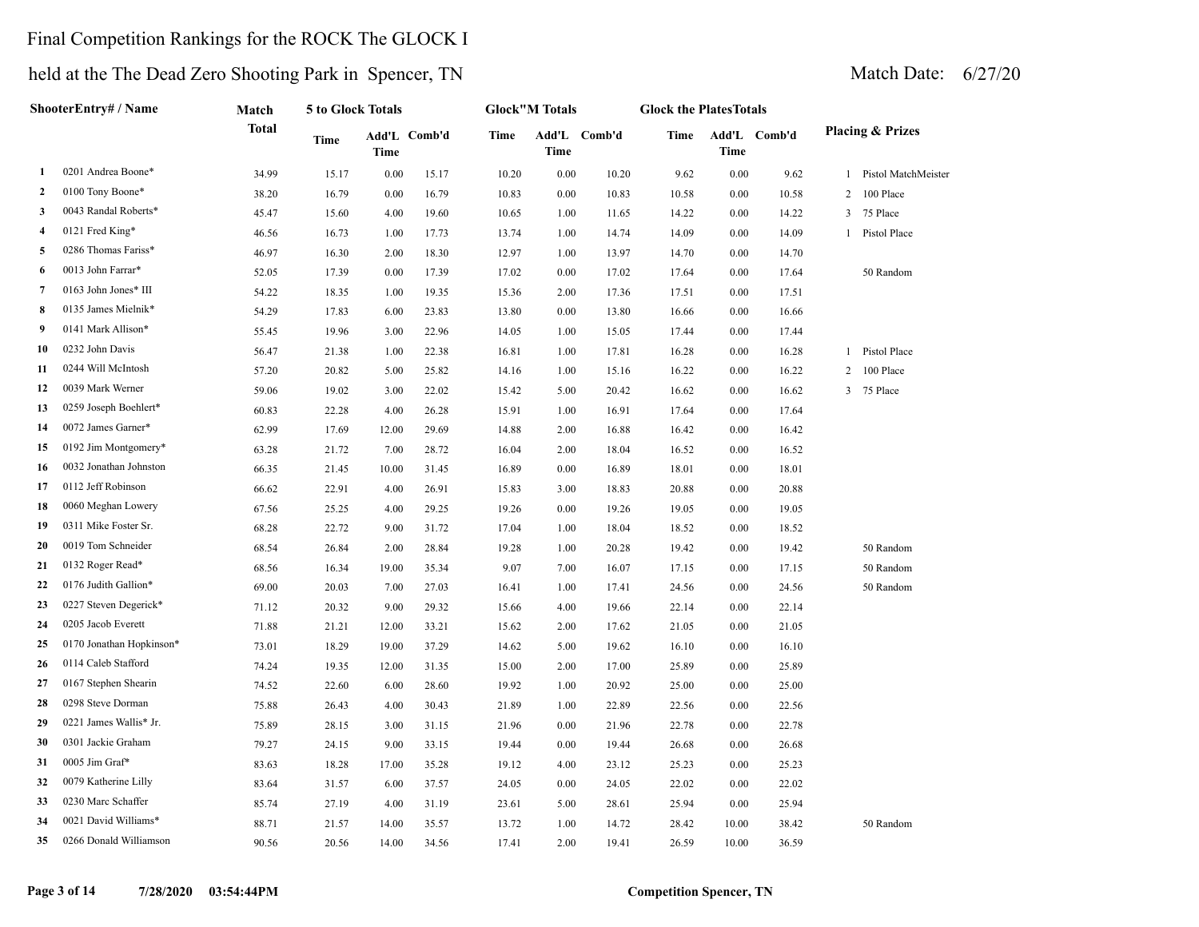# Final Competition Rankings for the ROCK The GLOCK I

## held at the The Dead Zero Shooting Park in Spencer, TN

Match Date: 6/27/20

| | ShooterEntry# / Name | Match Total | 5 to Glock Totals | | | Glock"M Totals | | | Glock the PlatesTotals | | | Placing & Prizes |
|---|---|---|---|---|---|---|---|---|---|---|---|---|
| | | | Time | Add'L Time | Comb'd | Time | Add'L Time | Comb'd | Time | Add'L Time | Comb'd | |
| 1 | 0201 Andrea Boone* | 34.99 | 15.17 | 0.00 | 15.17 | 10.20 | 0.00 | 10.20 | 9.62 | 0.00 | 9.62 | 1 Pistol MatchMeister |
| 2 | 0100 Tony Boone* | 38.20 | 16.79 | 0.00 | 16.79 | 10.83 | 0.00 | 10.83 | 10.58 | 0.00 | 10.58 | 2 100 Place |
| 3 | 0043 Randal Roberts* | 45.47 | 15.60 | 4.00 | 19.60 | 10.65 | 1.00 | 11.65 | 14.22 | 0.00 | 14.22 | 3 75 Place |
| 4 | 0121 Fred King* | 46.56 | 16.73 | 1.00 | 17.73 | 13.74 | 1.00 | 14.74 | 14.09 | 0.00 | 14.09 | 1 Pistol Place |
| 5 | 0286 Thomas Fariss* | 46.97 | 16.30 | 2.00 | 18.30 | 12.97 | 1.00 | 13.97 | 14.70 | 0.00 | 14.70 | |
| 6 | 0013 John Farrar* | 52.05 | 17.39 | 0.00 | 17.39 | 17.02 | 0.00 | 17.02 | 17.64 | 0.00 | 17.64 | 50 Random |
| 7 | 0163 John Jones* III | 54.22 | 18.35 | 1.00 | 19.35 | 15.36 | 2.00 | 17.36 | 17.51 | 0.00 | 17.51 | |
| 8 | 0135 James Mielnik* | 54.29 | 17.83 | 6.00 | 23.83 | 13.80 | 0.00 | 13.80 | 16.66 | 0.00 | 16.66 | |
| 9 | 0141 Mark Allison* | 55.45 | 19.96 | 3.00 | 22.96 | 14.05 | 1.00 | 15.05 | 17.44 | 0.00 | 17.44 | |
| 10 | 0232 John Davis | 56.47 | 21.38 | 1.00 | 22.38 | 16.81 | 1.00 | 17.81 | 16.28 | 0.00 | 16.28 | 1 Pistol Place |
| 11 | 0244 Will McIntosh | 57.20 | 20.82 | 5.00 | 25.82 | 14.16 | 1.00 | 15.16 | 16.22 | 0.00 | 16.22 | 2 100 Place |
| 12 | 0039 Mark Werner | 59.06 | 19.02 | 3.00 | 22.02 | 15.42 | 5.00 | 20.42 | 16.62 | 0.00 | 16.62 | 3 75 Place |
| 13 | 0259 Joseph Boehlert* | 60.83 | 22.28 | 4.00 | 26.28 | 15.91 | 1.00 | 16.91 | 17.64 | 0.00 | 17.64 | |
| 14 | 0072 James Garner* | 62.99 | 17.69 | 12.00 | 29.69 | 14.88 | 2.00 | 16.88 | 16.42 | 0.00 | 16.42 | |
| 15 | 0192 Jim Montgomery* | 63.28 | 21.72 | 7.00 | 28.72 | 16.04 | 2.00 | 18.04 | 16.52 | 0.00 | 16.52 | |
| 16 | 0032 Jonathan Johnston | 66.35 | 21.45 | 10.00 | 31.45 | 16.89 | 0.00 | 16.89 | 18.01 | 0.00 | 18.01 | |
| 17 | 0112 Jeff Robinson | 66.62 | 22.91 | 4.00 | 26.91 | 15.83 | 3.00 | 18.83 | 20.88 | 0.00 | 20.88 | |
| 18 | 0060 Meghan Lowery | 67.56 | 25.25 | 4.00 | 29.25 | 19.26 | 0.00 | 19.26 | 19.05 | 0.00 | 19.05 | |
| 19 | 0311 Mike Foster Sr. | 68.28 | 22.72 | 9.00 | 31.72 | 17.04 | 1.00 | 18.04 | 18.52 | 0.00 | 18.52 | |
| 20 | 0019 Tom Schneider | 68.54 | 26.84 | 2.00 | 28.84 | 19.28 | 1.00 | 20.28 | 19.42 | 0.00 | 19.42 | 50 Random |
| 21 | 0132 Roger Read* | 68.56 | 16.34 | 19.00 | 35.34 | 9.07 | 7.00 | 16.07 | 17.15 | 0.00 | 17.15 | 50 Random |
| 22 | 0176 Judith Gallion* | 69.00 | 20.03 | 7.00 | 27.03 | 16.41 | 1.00 | 17.41 | 24.56 | 0.00 | 24.56 | 50 Random |
| 23 | 0227 Steven Degerick* | 71.12 | 20.32 | 9.00 | 29.32 | 15.66 | 4.00 | 19.66 | 22.14 | 0.00 | 22.14 | |
| 24 | 0205 Jacob Everett | 71.88 | 21.21 | 12.00 | 33.21 | 15.62 | 2.00 | 17.62 | 21.05 | 0.00 | 21.05 | |
| 25 | 0170 Jonathan Hopkinson* | 73.01 | 18.29 | 19.00 | 37.29 | 14.62 | 5.00 | 19.62 | 16.10 | 0.00 | 16.10 | |
| 26 | 0114 Caleb Stafford | 74.24 | 19.35 | 12.00 | 31.35 | 15.00 | 2.00 | 17.00 | 25.89 | 0.00 | 25.89 | |
| 27 | 0167 Stephen Shearin | 74.52 | 22.60 | 6.00 | 28.60 | 19.92 | 1.00 | 20.92 | 25.00 | 0.00 | 25.00 | |
| 28 | 0298 Steve Dorman | 75.88 | 26.43 | 4.00 | 30.43 | 21.89 | 1.00 | 22.89 | 22.56 | 0.00 | 22.56 | |
| 29 | 0221 James Wallis* Jr. | 75.89 | 28.15 | 3.00 | 31.15 | 21.96 | 0.00 | 21.96 | 22.78 | 0.00 | 22.78 | |
| 30 | 0301 Jackie Graham | 79.27 | 24.15 | 9.00 | 33.15 | 19.44 | 0.00 | 19.44 | 26.68 | 0.00 | 26.68 | |
| 31 | 0005 Jim Graf* | 83.63 | 18.28 | 17.00 | 35.28 | 19.12 | 4.00 | 23.12 | 25.23 | 0.00 | 25.23 | |
| 32 | 0079 Katherine Lilly | 83.64 | 31.57 | 6.00 | 37.57 | 24.05 | 0.00 | 24.05 | 22.02 | 0.00 | 22.02 | |
| 33 | 0230 Marc Schaffer | 85.74 | 27.19 | 4.00 | 31.19 | 23.61 | 5.00 | 28.61 | 25.94 | 0.00 | 25.94 | |
| 34 | 0021 David Williams* | 88.71 | 21.57 | 14.00 | 35.57 | 13.72 | 1.00 | 14.72 | 28.42 | 10.00 | 38.42 | 50 Random |
| 35 | 0266 Donald Williamson | 90.56 | 20.56 | 14.00 | 34.56 | 17.41 | 2.00 | 19.41 | 26.59 | 10.00 | 36.59 | |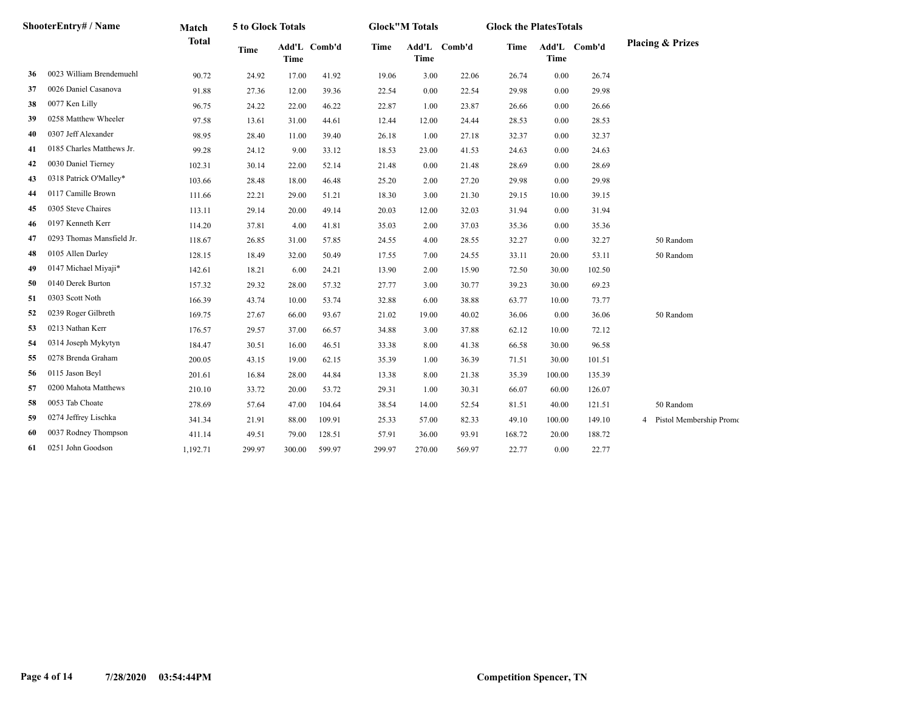| | ShooterEntry# / Name | Match Total | 5 to Glock Totals | | | Glock"M Totals | | | Glock the PlatesTotals | | | Placing & Prizes |
|---|---|---|---|---|---|---|---|---|---|---|---|---|
| | | | Time | Add'L Time | Comb'd | Time | Add'L Time | Comb'd | Time | Add'L Time | Comb'd | |
| **36** | 0023 William Brendemuehl | 90.72 | 24.92 | 17.00 | 41.92 | 19.06 | 3.00 | 22.06 | 26.74 | 0.00 | 26.74 | |
| **37** | 0026 Daniel Casanova | 91.88 | 27.36 | 12.00 | 39.36 | 22.54 | 0.00 | 22.54 | 29.98 | 0.00 | 29.98 | |
| **38** | 0077 Ken Lilly | 96.75 | 24.22 | 22.00 | 46.22 | 22.87 | 1.00 | 23.87 | 26.66 | 0.00 | 26.66 | |
| **39** | 0258 Matthew Wheeler | 97.58 | 13.61 | 31.00 | 44.61 | 12.44 | 12.00 | 24.44 | 28.53 | 0.00 | 28.53 | |
| **40** | 0307 Jeff Alexander | 98.95 | 28.40 | 11.00 | 39.40 | 26.18 | 1.00 | 27.18 | 32.37 | 0.00 | 32.37 | |
| **41** | 0185 Charles Matthews Jr. | 99.28 | 24.12 | 9.00 | 33.12 | 18.53 | 23.00 | 41.53 | 24.63 | 0.00 | 24.63 | |
| **42** | 0030 Daniel Tierney | 102.31 | 30.14 | 22.00 | 52.14 | 21.48 | 0.00 | 21.48 | 28.69 | 0.00 | 28.69 | |
| **43** | 0318 Patrick O'Malley* | 103.66 | 28.48 | 18.00 | 46.48 | 25.20 | 2.00 | 27.20 | 29.98 | 0.00 | 29.98 | |
| **44** | 0117 Camille Brown | 111.66 | 22.21 | 29.00 | 51.21 | 18.30 | 3.00 | 21.30 | 29.15 | 10.00 | 39.15 | |
| **45** | 0305 Steve Chaires | 113.11 | 29.14 | 20.00 | 49.14 | 20.03 | 12.00 | 32.03 | 31.94 | 0.00 | 31.94 | |
| **46** | 0197 Kenneth Kerr | 114.20 | 37.81 | 4.00 | 41.81 | 35.03 | 2.00 | 37.03 | 35.36 | 0.00 | 35.36 | |
| **47** | 0293 Thomas Mansfield Jr. | 118.67 | 26.85 | 31.00 | 57.85 | 24.55 | 4.00 | 28.55 | 32.27 | 0.00 | 32.27 | 50 Random |
| **48** | 0105 Allen Darley | 128.15 | 18.49 | 32.00 | 50.49 | 17.55 | 7.00 | 24.55 | 33.11 | 20.00 | 53.11 | 50 Random |
| **49** | 0147 Michael Miyaji* | 142.61 | 18.21 | 6.00 | 24.21 | 13.90 | 2.00 | 15.90 | 72.50 | 30.00 | 102.50 | |
| **50** | 0140 Derek Burton | 157.32 | 29.32 | 28.00 | 57.32 | 27.77 | 3.00 | 30.77 | 39.23 | 30.00 | 69.23 | |
| **51** | 0303 Scott Noth | 166.39 | 43.74 | 10.00 | 53.74 | 32.88 | 6.00 | 38.88 | 63.77 | 10.00 | 73.77 | |
| **52** | 0239 Roger Gilbreth | 169.75 | 27.67 | 66.00 | 93.67 | 21.02 | 19.00 | 40.02 | 36.06 | 0.00 | 36.06 | 50 Random |
| **53** | 0213 Nathan Kerr | 176.57 | 29.57 | 37.00 | 66.57 | 34.88 | 3.00 | 37.88 | 62.12 | 10.00 | 72.12 | |
| **54** | 0314 Joseph Mykytyn | 184.47 | 30.51 | 16.00 | 46.51 | 33.38 | 8.00 | 41.38 | 66.58 | 30.00 | 96.58 | |
| **55** | 0278 Brenda Graham | 200.05 | 43.15 | 19.00 | 62.15 | 35.39 | 1.00 | 36.39 | 71.51 | 30.00 | 101.51 | |
| **56** | 0115 Jason Beyl | 201.61 | 16.84 | 28.00 | 44.84 | 13.38 | 8.00 | 21.38 | 35.39 | 100.00 | 135.39 | |
| **57** | 0200 Mahota Matthews | 210.10 | 33.72 | 20.00 | 53.72 | 29.31 | 1.00 | 30.31 | 66.07 | 60.00 | 126.07 | |
| **58** | 0053 Tab Choate | 278.69 | 57.64 | 47.00 | 104.64 | 38.54 | 14.00 | 52.54 | 81.51 | 40.00 | 121.51 | 50 Random |
| **59** | 0274 Jeffrey Lischka | 341.34 | 21.91 | 88.00 | 109.91 | 25.33 | 57.00 | 82.33 | 49.10 | 100.00 | 149.10 | 4 Pistol Membership Promo |
| **60** | 0037 Rodney Thompson | 411.14 | 49.51 | 79.00 | 128.51 | 57.91 | 36.00 | 93.91 | 168.72 | 20.00 | 188.72 | |
| **61** | 0251 John Goodson | 1,192.71 | 299.97 | 300.00 | 599.97 | 299.97 | 270.00 | 569.97 | 22.77 | 0.00 | 22.77 | |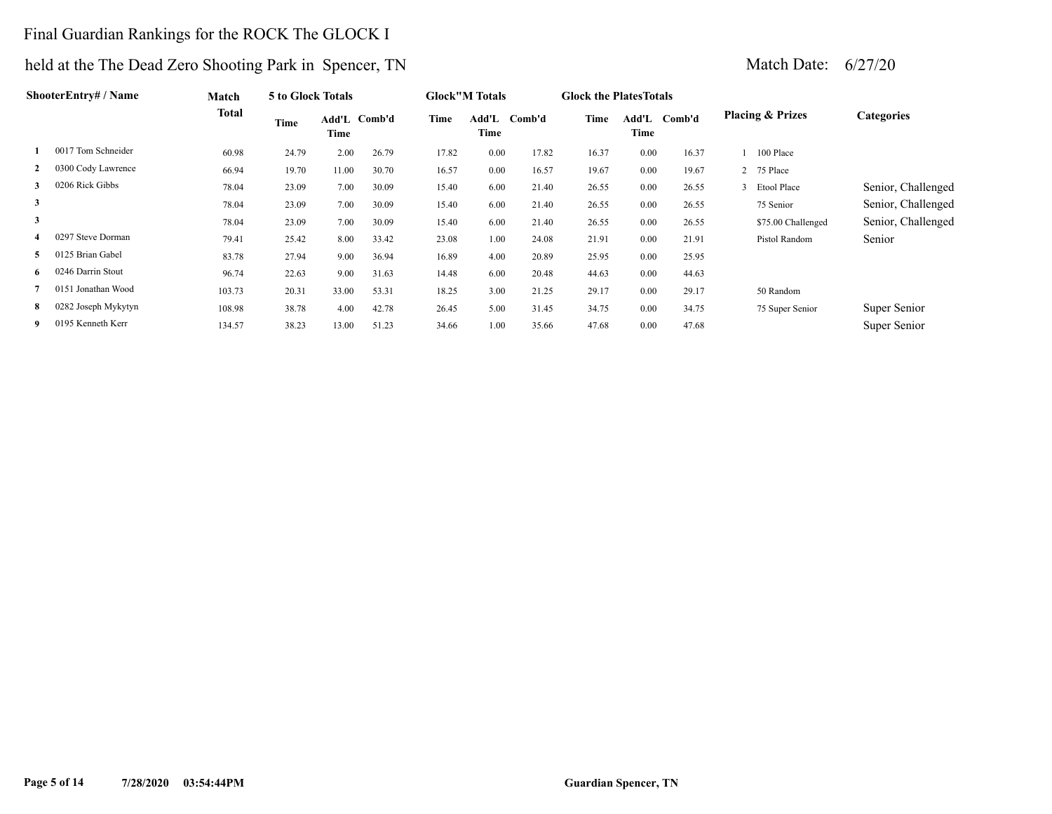Final Guardian Rankings for the ROCK The GLOCK I

held at the The Dead Zero Shooting Park in Spencer, TN

Match Date: 6/27/20

| | ShooterEntry# / Name | Match Total | 5 to Glock Totals | | | Glock"M Totals | | | Glock the PlatesTotals | | | Placing & Prizes | | Categories |
|---|---|---|---|---|---|---|---|---|---|---|---|---|---|---|
| | | | Time | Add'L Time | Comb'd | Time | Add'L Time | Comb'd | Time | Add'L Time | Comb'd | | | |
| 1 | 0017 Tom Schneider | 60.98 | 24.79 | 2.00 | 26.79 | 17.82 | 0.00 | 17.82 | 16.37 | 0.00 | 16.37 | 1 | 100 Place | |
| 2 | 0300 Cody Lawrence | 66.94 | 19.70 | 11.00 | 30.70 | 16.57 | 0.00 | 16.57 | 19.67 | 0.00 | 19.67 | 2 | 75 Place | |
| 3 | 0206 Rick Gibbs | 78.04 | 23.09 | 7.00 | 30.09 | 15.40 | 6.00 | 21.40 | 26.55 | 0.00 | 26.55 | 3 | Etool Place | Senior, Challenged |
| 3 | | 78.04 | 23.09 | 7.00 | 30.09 | 15.40 | 6.00 | 21.40 | 26.55 | 0.00 | 26.55 | | 75 Senior | Senior, Challenged |
| 3 | | 78.04 | 23.09 | 7.00 | 30.09 | 15.40 | 6.00 | 21.40 | 26.55 | 0.00 | 26.55 | | $75.00 Challenged | Senior, Challenged |
| 4 | 0297 Steve Dorman | 79.41 | 25.42 | 8.00 | 33.42 | 23.08 | 1.00 | 24.08 | 21.91 | 0.00 | 21.91 | | Pistol Random | Senior |
| 5 | 0125 Brian Gabel | 83.78 | 27.94 | 9.00 | 36.94 | 16.89 | 4.00 | 20.89 | 25.95 | 0.00 | 25.95 | | | |
| 6 | 0246 Darrin Stout | 96.74 | 22.63 | 9.00 | 31.63 | 14.48 | 6.00 | 20.48 | 44.63 | 0.00 | 44.63 | | | |
| 7 | 0151 Jonathan Wood | 103.73 | 20.31 | 33.00 | 53.31 | 18.25 | 3.00 | 21.25 | 29.17 | 0.00 | 29.17 | | 50 Random | |
| 8 | 0282 Joseph Mykytyn | 108.98 | 38.78 | 4.00 | 42.78 | 26.45 | 5.00 | 31.45 | 34.75 | 0.00 | 34.75 | | 75 Super Senior | Super Senior |
| 9 | 0195 Kenneth Kerr | 134.57 | 38.23 | 13.00 | 51.23 | 34.66 | 1.00 | 35.66 | 47.68 | 0.00 | 47.68 | | | Super Senior |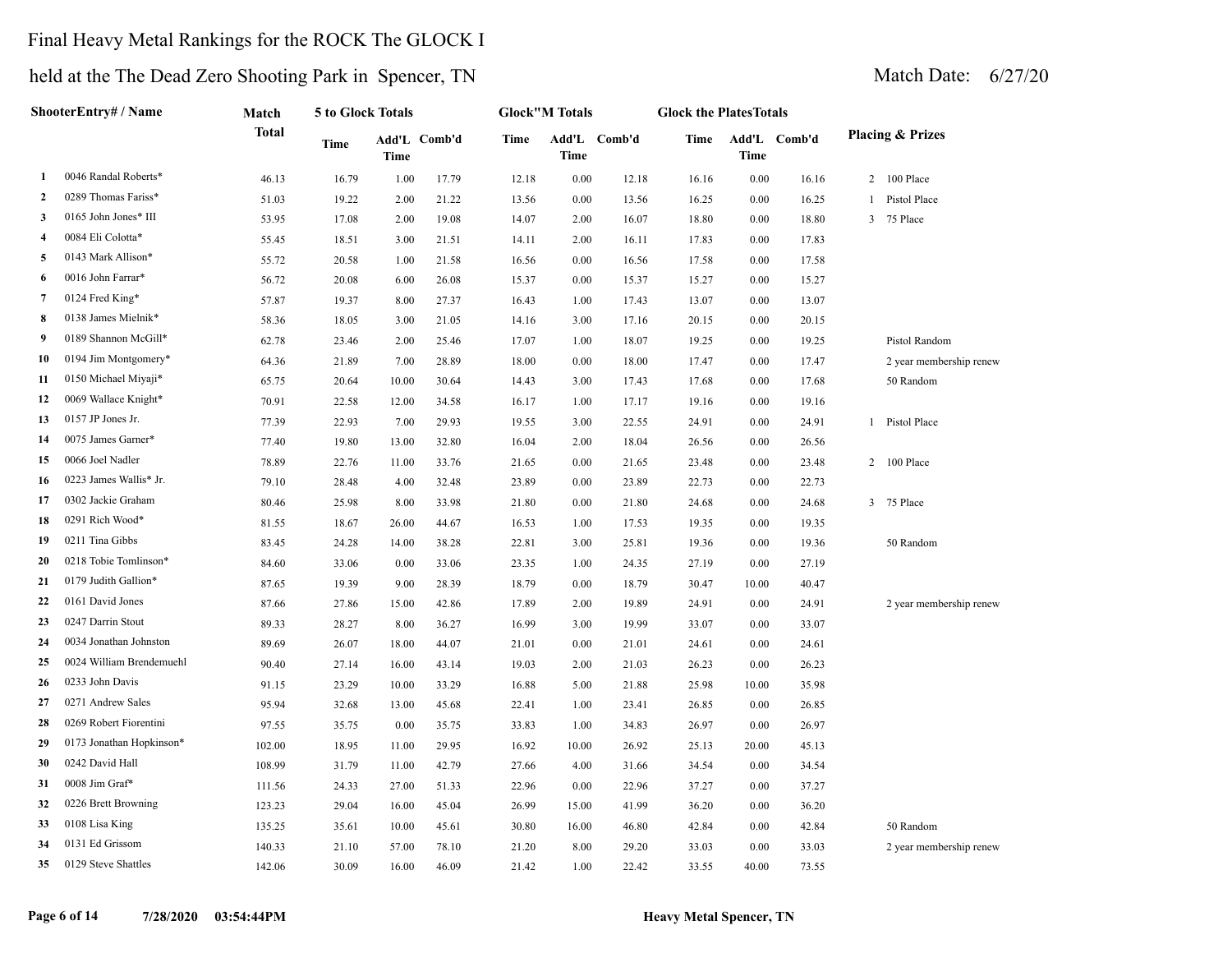# Final Heavy Metal Rankings for the ROCK The GLOCK I

## held at the The Dead Zero Shooting Park in Spencer, TN

Match Date: 6/27/20

| | ShooterEntry# / Name | Match Total | 5 to Glock Totals | | | Glock"M Totals | | | Glock the PlatesTotals | | | Placing & Prizes |
|---|---|---|---|---|---|---|---|---|---|---|---|---|
| | | | Time | Add'L Time | Comb'd | Time | Add'L Time | Comb'd | Time | Add'L Time | Comb'd | |
| 1 | 0046 Randal Roberts* | 46.13 | 16.79 | 1.00 | 17.79 | 12.18 | 0.00 | 12.18 | 16.16 | 0.00 | 16.16 | 2 100 Place |
| 2 | 0289 Thomas Fariss* | 51.03 | 19.22 | 2.00 | 21.22 | 13.56 | 0.00 | 13.56 | 16.25 | 0.00 | 16.25 | 1 Pistol Place |
| 3 | 0165 John Jones* III | 53.95 | 17.08 | 2.00 | 19.08 | 14.07 | 2.00 | 16.07 | 18.80 | 0.00 | 18.80 | 3 75 Place |
| 4 | 0084 Eli Colotta* | 55.45 | 18.51 | 3.00 | 21.51 | 14.11 | 2.00 | 16.11 | 17.83 | 0.00 | 17.83 | |
| 5 | 0143 Mark Allison* | 55.72 | 20.58 | 1.00 | 21.58 | 16.56 | 0.00 | 16.56 | 17.58 | 0.00 | 17.58 | |
| 6 | 0016 John Farrar* | 56.72 | 20.08 | 6.00 | 26.08 | 15.37 | 0.00 | 15.37 | 15.27 | 0.00 | 15.27 | |
| 7 | 0124 Fred King* | 57.87 | 19.37 | 8.00 | 27.37 | 16.43 | 1.00 | 17.43 | 13.07 | 0.00 | 13.07 | |
| 8 | 0138 James Mielnik* | 58.36 | 18.05 | 3.00 | 21.05 | 14.16 | 3.00 | 17.16 | 20.15 | 0.00 | 20.15 | |
| 9 | 0189 Shannon McGill* | 62.78 | 23.46 | 2.00 | 25.46 | 17.07 | 1.00 | 18.07 | 19.25 | 0.00 | 19.25 | Pistol Random |
| 10 | 0194 Jim Montgomery* | 64.36 | 21.89 | 7.00 | 28.89 | 18.00 | 0.00 | 18.00 | 17.47 | 0.00 | 17.47 | 2 year membership renew |
| 11 | 0150 Michael Miyaji* | 65.75 | 20.64 | 10.00 | 30.64 | 14.43 | 3.00 | 17.43 | 17.68 | 0.00 | 17.68 | 50 Random |
| 12 | 0069 Wallace Knight* | 70.91 | 22.58 | 12.00 | 34.58 | 16.17 | 1.00 | 17.17 | 19.16 | 0.00 | 19.16 | |
| 13 | 0157 JP Jones Jr. | 77.39 | 22.93 | 7.00 | 29.93 | 19.55 | 3.00 | 22.55 | 24.91 | 0.00 | 24.91 | 1 Pistol Place |
| 14 | 0075 James Garner* | 77.40 | 19.80 | 13.00 | 32.80 | 16.04 | 2.00 | 18.04 | 26.56 | 0.00 | 26.56 | |
| 15 | 0066 Joel Nadler | 78.89 | 22.76 | 11.00 | 33.76 | 21.65 | 0.00 | 21.65 | 23.48 | 0.00 | 23.48 | 2 100 Place |
| 16 | 0223 James Wallis* Jr. | 79.10 | 28.48 | 4.00 | 32.48 | 23.89 | 0.00 | 23.89 | 22.73 | 0.00 | 22.73 | |
| 17 | 0302 Jackie Graham | 80.46 | 25.98 | 8.00 | 33.98 | 21.80 | 0.00 | 21.80 | 24.68 | 0.00 | 24.68 | 3 75 Place |
| 18 | 0291 Rich Wood* | 81.55 | 18.67 | 26.00 | 44.67 | 16.53 | 1.00 | 17.53 | 19.35 | 0.00 | 19.35 | |
| 19 | 0211 Tina Gibbs | 83.45 | 24.28 | 14.00 | 38.28 | 22.81 | 3.00 | 25.81 | 19.36 | 0.00 | 19.36 | 50 Random |
| 20 | 0218 Tobie Tomlinson* | 84.60 | 33.06 | 0.00 | 33.06 | 23.35 | 1.00 | 24.35 | 27.19 | 0.00 | 27.19 | |
| 21 | 0179 Judith Gallion* | 87.65 | 19.39 | 9.00 | 28.39 | 18.79 | 0.00 | 18.79 | 30.47 | 10.00 | 40.47 | |
| 22 | 0161 David Jones | 87.66 | 27.86 | 15.00 | 42.86 | 17.89 | 2.00 | 19.89 | 24.91 | 0.00 | 24.91 | 2 year membership renew |
| 23 | 0247 Darrin Stout | 89.33 | 28.27 | 8.00 | 36.27 | 16.99 | 3.00 | 19.99 | 33.07 | 0.00 | 33.07 | |
| 24 | 0034 Jonathan Johnston | 89.69 | 26.07 | 18.00 | 44.07 | 21.01 | 0.00 | 21.01 | 24.61 | 0.00 | 24.61 | |
| 25 | 0024 William Brendemuehl | 90.40 | 27.14 | 16.00 | 43.14 | 19.03 | 2.00 | 21.03 | 26.23 | 0.00 | 26.23 | |
| 26 | 0233 John Davis | 91.15 | 23.29 | 10.00 | 33.29 | 16.88 | 5.00 | 21.88 | 25.98 | 10.00 | 35.98 | |
| 27 | 0271 Andrew Sales | 95.94 | 32.68 | 13.00 | 45.68 | 22.41 | 1.00 | 23.41 | 26.85 | 0.00 | 26.85 | |
| 28 | 0269 Robert Fiorentini | 97.55 | 35.75 | 0.00 | 35.75 | 33.83 | 1.00 | 34.83 | 26.97 | 0.00 | 26.97 | |
| 29 | 0173 Jonathan Hopkinson* | 102.00 | 18.95 | 11.00 | 29.95 | 16.92 | 10.00 | 26.92 | 25.13 | 20.00 | 45.13 | |
| 30 | 0242 David Hall | 108.99 | 31.79 | 11.00 | 42.79 | 27.66 | 4.00 | 31.66 | 34.54 | 0.00 | 34.54 | |
| 31 | 0008 Jim Graf* | 111.56 | 24.33 | 27.00 | 51.33 | 22.96 | 0.00 | 22.96 | 37.27 | 0.00 | 37.27 | |
| 32 | 0226 Brett Browning | 123.23 | 29.04 | 16.00 | 45.04 | 26.99 | 15.00 | 41.99 | 36.20 | 0.00 | 36.20 | |
| 33 | 0108 Lisa King | 135.25 | 35.61 | 10.00 | 45.61 | 30.80 | 16.00 | 46.80 | 42.84 | 0.00 | 42.84 | 50 Random |
| 34 | 0131 Ed Grissom | 140.33 | 21.10 | 57.00 | 78.10 | 21.20 | 8.00 | 29.20 | 33.03 | 0.00 | 33.03 | 2 year membership renew |
| 35 | 0129 Steve Shattles | 142.06 | 30.09 | 16.00 | 46.09 | 21.42 | 1.00 | 22.42 | 33.55 | 40.00 | 73.55 | |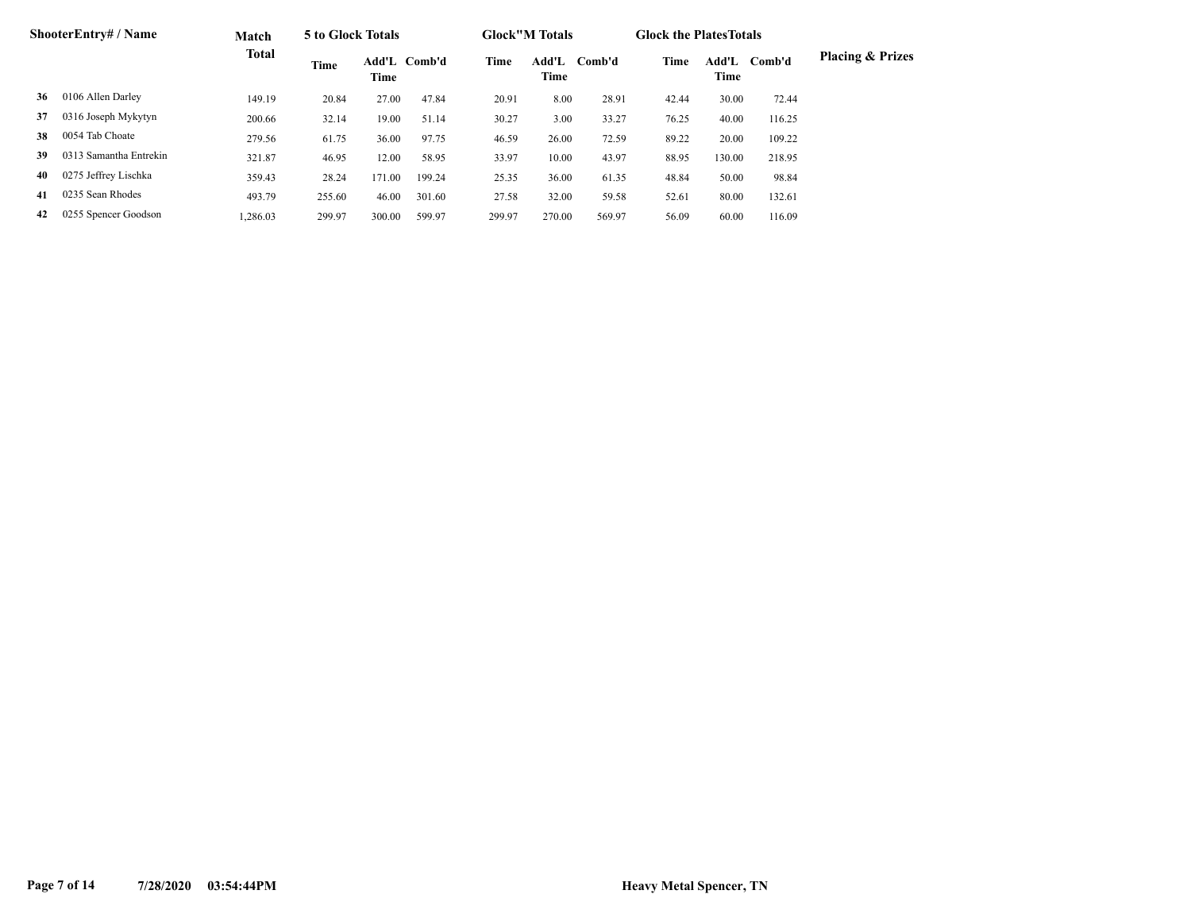| | ShooterEntry# / Name | Match Total | 5 to Glock Totals | | | Glock"M Totals | | | Glock the PlatesTotals | | | Placing & Prizes |
|---|---|---|---|---|---|---|---|---|---|---|---|---|
| | | | Time | Add'L Time | Comb'd | Time | Add'L Time | Comb'd | Time | Add'L Time | Comb'd | |
| 36 | 0106 Allen Darley | 149.19 | 20.84 | 27.00 | 47.84 | 20.91 | 8.00 | 28.91 | 42.44 | 30.00 | 72.44 | |
| 37 | 0316 Joseph Mykytyn | 200.66 | 32.14 | 19.00 | 51.14 | 30.27 | 3.00 | 33.27 | 76.25 | 40.00 | 116.25 | |
| 38 | 0054 Tab Choate | 279.56 | 61.75 | 36.00 | 97.75 | 46.59 | 26.00 | 72.59 | 89.22 | 20.00 | 109.22 | |
| 39 | 0313 Samantha Entrekin | 321.87 | 46.95 | 12.00 | 58.95 | 33.97 | 10.00 | 43.97 | 88.95 | 130.00 | 218.95 | |
| 40 | 0275 Jeffrey Lischka | 359.43 | 28.24 | 171.00 | 199.24 | 25.35 | 36.00 | 61.35 | 48.84 | 50.00 | 98.84 | |
| 41 | 0235 Sean Rhodes | 493.79 | 255.60 | 46.00 | 301.60 | 27.58 | 32.00 | 59.58 | 52.61 | 80.00 | 132.61 | |
| 42 | 0255 Spencer Goodson | 1,286.03 | 299.97 | 300.00 | 599.97 | 299.97 | 270.00 | 569.97 | 56.09 | 60.00 | 116.09 | |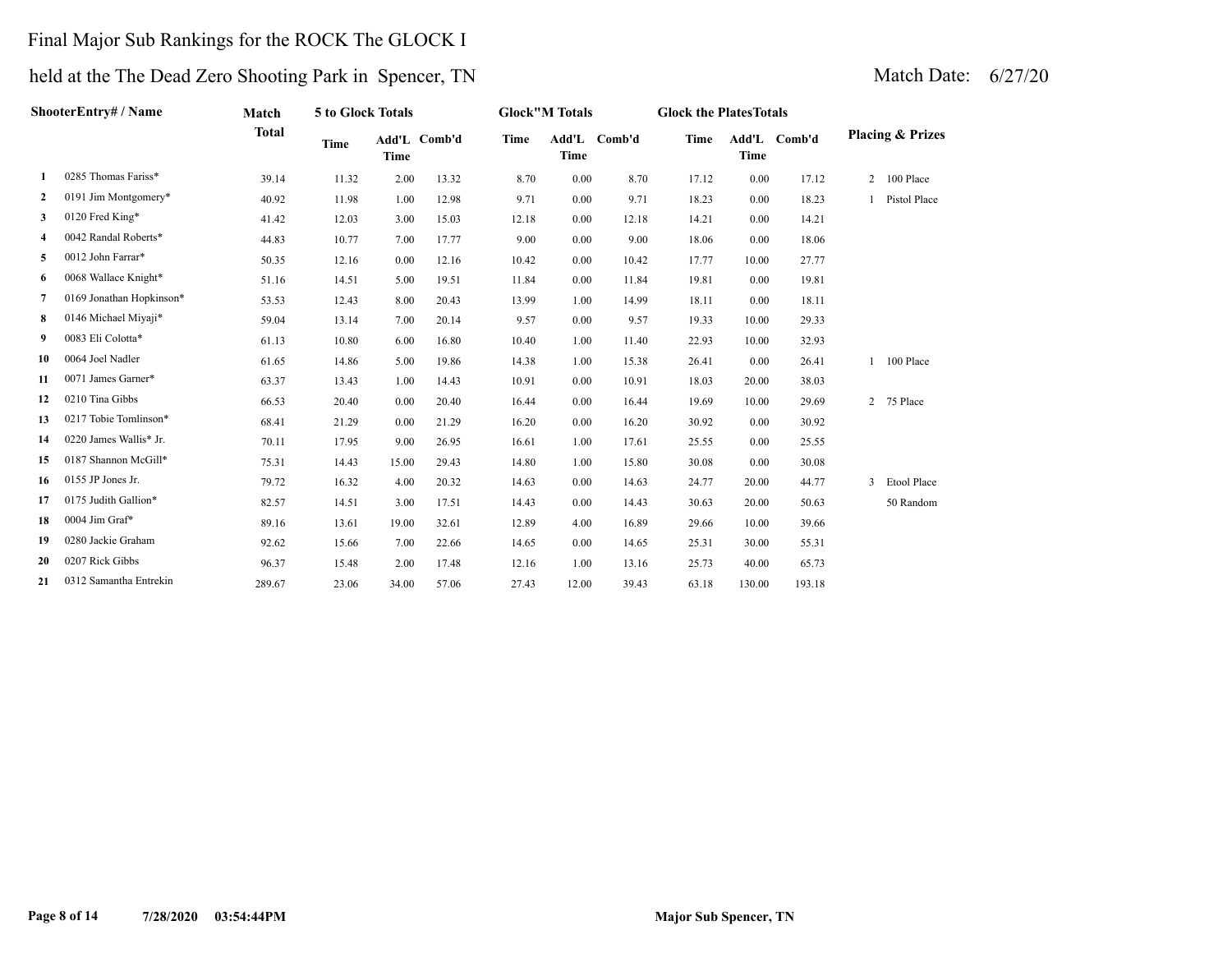# Final Major Sub Rankings for the ROCK The GLOCK I

## held at the The Dead Zero Shooting Park in Spencer, TN

Match Date: 6/27/20

| | ShooterEntry# / Name | Match Total | 5 to Glock Totals | | | Glock"M Totals | | | Glock the PlatesTotals | | | Placing & Prizes |
|---|---|---|---|---|---|---|---|---|---|---|---|---|
| | | | Time | Add'L Time | Comb'd | Time | Add'L Time | Comb'd | Time | Add'L Time | Comb'd | |
| 1 | 0285 Thomas Fariss* | 39.14 | 11.32 | 2.00 | 13.32 | 8.70 | 0.00 | 8.70 | 17.12 | 0.00 | 17.12 | 2 100 Place |
| 2 | 0191 Jim Montgomery* | 40.92 | 11.98 | 1.00 | 12.98 | 9.71 | 0.00 | 9.71 | 18.23 | 0.00 | 18.23 | 1 Pistol Place |
| 3 | 0120 Fred King* | 41.42 | 12.03 | 3.00 | 15.03 | 12.18 | 0.00 | 12.18 | 14.21 | 0.00 | 14.21 | |
| 4 | 0042 Randal Roberts* | 44.83 | 10.77 | 7.00 | 17.77 | 9.00 | 0.00 | 9.00 | 18.06 | 0.00 | 18.06 | |
| 5 | 0012 John Farrar* | 50.35 | 12.16 | 0.00 | 12.16 | 10.42 | 0.00 | 10.42 | 17.77 | 10.00 | 27.77 | |
| 6 | 0068 Wallace Knight* | 51.16 | 14.51 | 5.00 | 19.51 | 11.84 | 0.00 | 11.84 | 19.81 | 0.00 | 19.81 | |
| 7 | 0169 Jonathan Hopkinson* | 53.53 | 12.43 | 8.00 | 20.43 | 13.99 | 1.00 | 14.99 | 18.11 | 0.00 | 18.11 | |
| 8 | 0146 Michael Miyaji* | 59.04 | 13.14 | 7.00 | 20.14 | 9.57 | 0.00 | 9.57 | 19.33 | 10.00 | 29.33 | |
| 9 | 0083 Eli Colotta* | 61.13 | 10.80 | 6.00 | 16.80 | 10.40 | 1.00 | 11.40 | 22.93 | 10.00 | 32.93 | |
| 10 | 0064 Joel Nadler | 61.65 | 14.86 | 5.00 | 19.86 | 14.38 | 1.00 | 15.38 | 26.41 | 0.00 | 26.41 | 1 100 Place |
| 11 | 0071 James Garner* | 63.37 | 13.43 | 1.00 | 14.43 | 10.91 | 0.00 | 10.91 | 18.03 | 20.00 | 38.03 | |
| 12 | 0210 Tina Gibbs | 66.53 | 20.40 | 0.00 | 20.40 | 16.44 | 0.00 | 16.44 | 19.69 | 10.00 | 29.69 | 2 75 Place |
| 13 | 0217 Tobie Tomlinson* | 68.41 | 21.29 | 0.00 | 21.29 | 16.20 | 0.00 | 16.20 | 30.92 | 0.00 | 30.92 | |
| 14 | 0220 James Wallis* Jr. | 70.11 | 17.95 | 9.00 | 26.95 | 16.61 | 1.00 | 17.61 | 25.55 | 0.00 | 25.55 | |
| 15 | 0187 Shannon McGill* | 75.31 | 14.43 | 15.00 | 29.43 | 14.80 | 1.00 | 15.80 | 30.08 | 0.00 | 30.08 | |
| 16 | 0155 JP Jones Jr. | 79.72 | 16.32 | 4.00 | 20.32 | 14.63 | 0.00 | 14.63 | 24.77 | 20.00 | 44.77 | 3 Etool Place |
| 17 | 0175 Judith Gallion* | 82.57 | 14.51 | 3.00 | 17.51 | 14.43 | 0.00 | 14.43 | 30.63 | 20.00 | 50.63 | 50 Random |
| 18 | 0004 Jim Graf* | 89.16 | 13.61 | 19.00 | 32.61 | 12.89 | 4.00 | 16.89 | 29.66 | 10.00 | 39.66 | |
| 19 | 0280 Jackie Graham | 92.62 | 15.66 | 7.00 | 22.66 | 14.65 | 0.00 | 14.65 | 25.31 | 30.00 | 55.31 | |
| 20 | 0207 Rick Gibbs | 96.37 | 15.48 | 2.00 | 17.48 | 12.16 | 1.00 | 13.16 | 25.73 | 40.00 | 65.73 | |
| 21 | 0312 Samantha Entrekin | 289.67 | 23.06 | 34.00 | 57.06 | 27.43 | 12.00 | 39.43 | 63.18 | 130.00 | 193.18 | |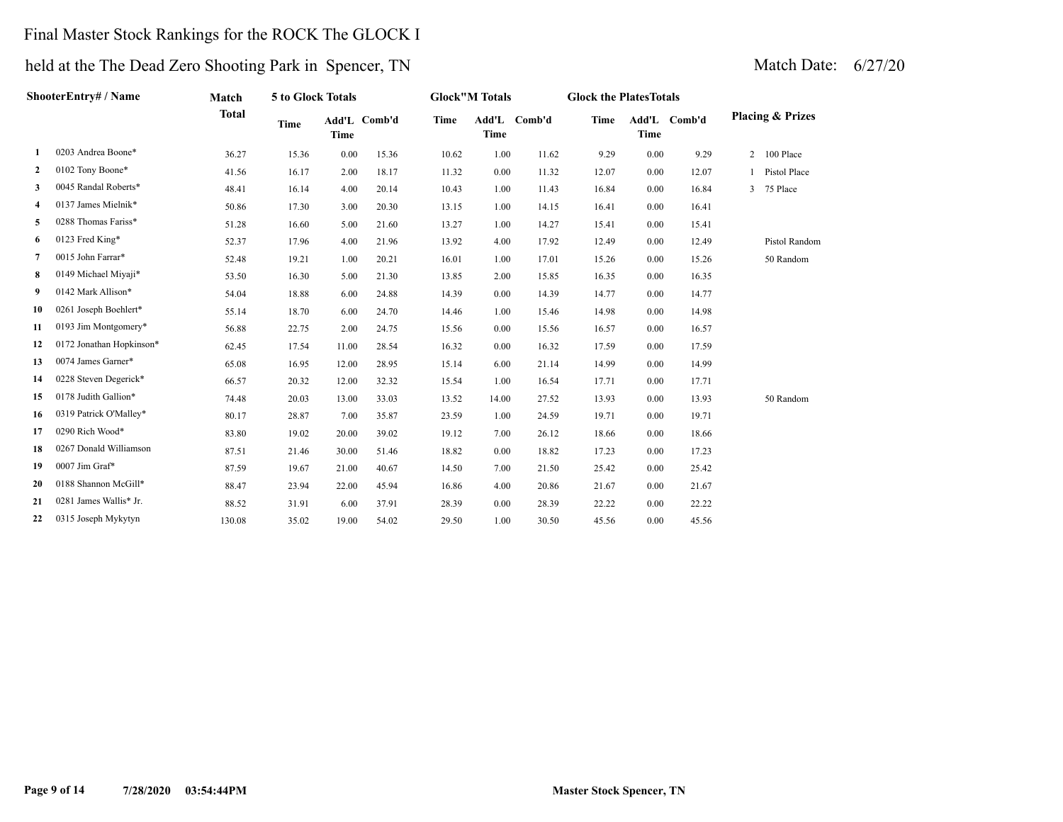# Final Master Stock Rankings for the ROCK The GLOCK I

## held at the The Dead Zero Shooting Park in Spencer, TN

Match Date: 6/27/20

| | ShooterEntry# / Name | Match Total | 5 to Glock Totals | | | Glock"M Totals | | | Glock the PlatesTotals | | | Placing & Prizes |
|---|---|---|---|---|---|---|---|---|---|---|---|---|
| | | | Time | Add'L Time | Comb'd | Time | Add'L Time | Comb'd | Time | Add'L Time | Comb'd | |
| 1 | 0203 Andrea Boone* | 36.27 | 15.36 | 0.00 | 15.36 | 10.62 | 1.00 | 11.62 | 9.29 | 0.00 | 9.29 | 2 100 Place |
| 2 | 0102 Tony Boone* | 41.56 | 16.17 | 2.00 | 18.17 | 11.32 | 0.00 | 11.32 | 12.07 | 0.00 | 12.07 | 1 Pistol Place |
| 3 | 0045 Randal Roberts* | 48.41 | 16.14 | 4.00 | 20.14 | 10.43 | 1.00 | 11.43 | 16.84 | 0.00 | 16.84 | 3 75 Place |
| 4 | 0137 James Mielnik* | 50.86 | 17.30 | 3.00 | 20.30 | 13.15 | 1.00 | 14.15 | 16.41 | 0.00 | 16.41 | |
| 5 | 0288 Thomas Fariss* | 51.28 | 16.60 | 5.00 | 21.60 | 13.27 | 1.00 | 14.27 | 15.41 | 0.00 | 15.41 | |
| 6 | 0123 Fred King* | 52.37 | 17.96 | 4.00 | 21.96 | 13.92 | 4.00 | 17.92 | 12.49 | 0.00 | 12.49 | Pistol Random |
| 7 | 0015 John Farrar* | 52.48 | 19.21 | 1.00 | 20.21 | 16.01 | 1.00 | 17.01 | 15.26 | 0.00 | 15.26 | 50 Random |
| 8 | 0149 Michael Miyaji* | 53.50 | 16.30 | 5.00 | 21.30 | 13.85 | 2.00 | 15.85 | 16.35 | 0.00 | 16.35 | |
| 9 | 0142 Mark Allison* | 54.04 | 18.88 | 6.00 | 24.88 | 14.39 | 0.00 | 14.39 | 14.77 | 0.00 | 14.77 | |
| 10 | 0261 Joseph Boehlert* | 55.14 | 18.70 | 6.00 | 24.70 | 14.46 | 1.00 | 15.46 | 14.98 | 0.00 | 14.98 | |
| 11 | 0193 Jim Montgomery* | 56.88 | 22.75 | 2.00 | 24.75 | 15.56 | 0.00 | 15.56 | 16.57 | 0.00 | 16.57 | |
| 12 | 0172 Jonathan Hopkinson* | 62.45 | 17.54 | 11.00 | 28.54 | 16.32 | 0.00 | 16.32 | 17.59 | 0.00 | 17.59 | |
| 13 | 0074 James Garner* | 65.08 | 16.95 | 12.00 | 28.95 | 15.14 | 6.00 | 21.14 | 14.99 | 0.00 | 14.99 | |
| 14 | 0228 Steven Degerick* | 66.57 | 20.32 | 12.00 | 32.32 | 15.54 | 1.00 | 16.54 | 17.71 | 0.00 | 17.71 | |
| 15 | 0178 Judith Gallion* | 74.48 | 20.03 | 13.00 | 33.03 | 13.52 | 14.00 | 27.52 | 13.93 | 0.00 | 13.93 | 50 Random |
| 16 | 0319 Patrick O'Malley* | 80.17 | 28.87 | 7.00 | 35.87 | 23.59 | 1.00 | 24.59 | 19.71 | 0.00 | 19.71 | |
| 17 | 0290 Rich Wood* | 83.80 | 19.02 | 20.00 | 39.02 | 19.12 | 7.00 | 26.12 | 18.66 | 0.00 | 18.66 | |
| 18 | 0267 Donald Williamson | 87.51 | 21.46 | 30.00 | 51.46 | 18.82 | 0.00 | 18.82 | 17.23 | 0.00 | 17.23 | |
| 19 | 0007 Jim Graf* | 87.59 | 19.67 | 21.00 | 40.67 | 14.50 | 7.00 | 21.50 | 25.42 | 0.00 | 25.42 | |
| 20 | 0188 Shannon McGill* | 88.47 | 23.94 | 22.00 | 45.94 | 16.86 | 4.00 | 20.86 | 21.67 | 0.00 | 21.67 | |
| 21 | 0281 James Wallis* Jr. | 88.52 | 31.91 | 6.00 | 37.91 | 28.39 | 0.00 | 28.39 | 22.22 | 0.00 | 22.22 | |
| 22 | 0315 Joseph Mykytyn | 130.08 | 35.02 | 19.00 | 54.02 | 29.50 | 1.00 | 30.50 | 45.56 | 0.00 | 45.56 | |

7/28/2020 03:54:44PM

Master Stock Spencer, TN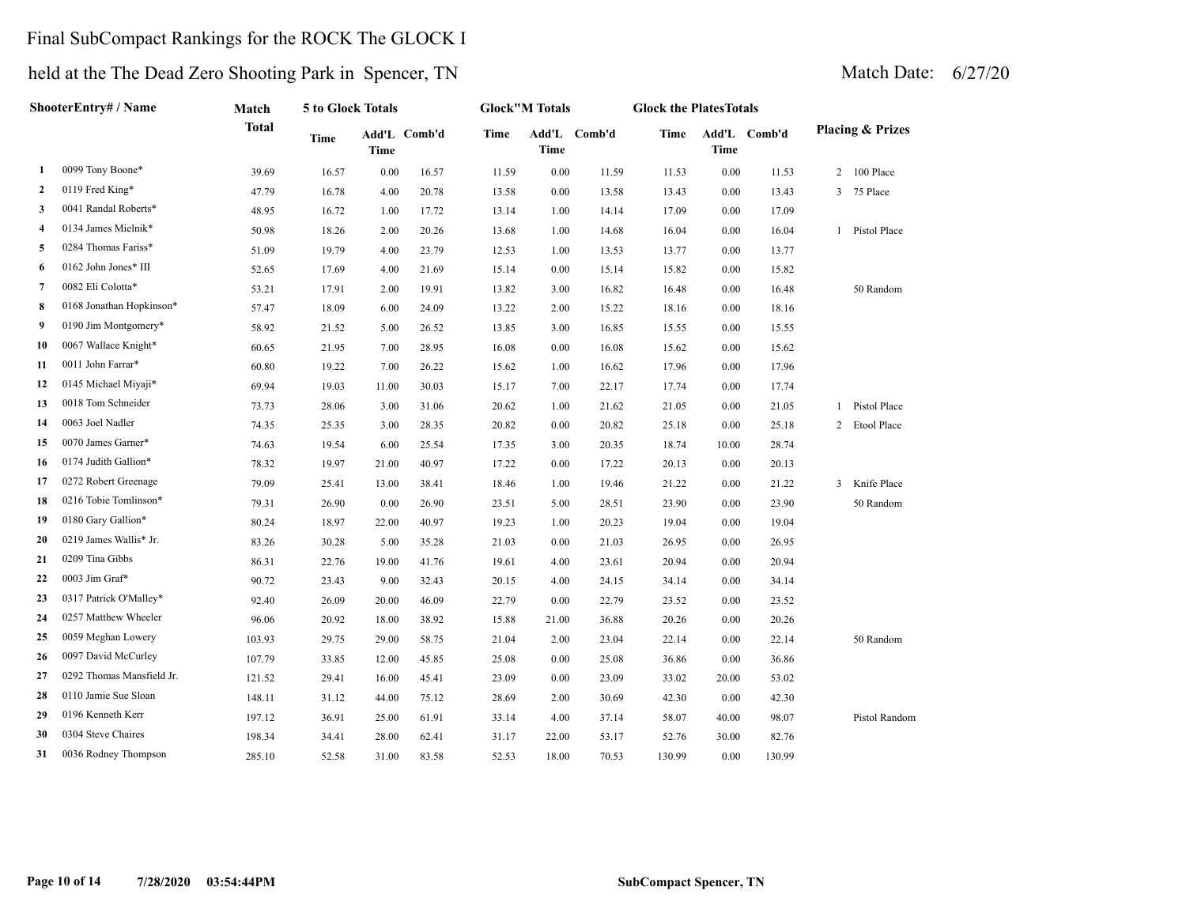# Final SubCompact Rankings for the ROCK The GLOCK I

## held at the The Dead Zero Shooting Park in Spencer, TN

Match Date: 6/27/20

| | ShooterEntry# / Name | Match Total | 5 to Glock Totals | | | Glock"M Totals | | | Glock the PlatesTotals | | | Placing & Prizes |
|---|---|---|---|---|---|---|---|---|---|---|---|---|
| | | | Time | Add'L Time | Comb'd | Time | Add'L Time | Comb'd | Time | Add'L Time | Comb'd | |
| 1 | 0099 Tony Boone* | 39.69 | 16.57 | 0.00 | 16.57 | 11.59 | 0.00 | 11.59 | 11.53 | 0.00 | 11.53 | 2 100 Place |
| 2 | 0119 Fred King* | 47.79 | 16.78 | 4.00 | 20.78 | 13.58 | 0.00 | 13.58 | 13.43 | 0.00 | 13.43 | 3 75 Place |
| 3 | 0041 Randal Roberts* | 48.95 | 16.72 | 1.00 | 17.72 | 13.14 | 1.00 | 14.14 | 17.09 | 0.00 | 17.09 | |
| 4 | 0134 James Mielnik* | 50.98 | 18.26 | 2.00 | 20.26 | 13.68 | 1.00 | 14.68 | 16.04 | 0.00 | 16.04 | 1 Pistol Place |
| 5 | 0284 Thomas Fariss* | 51.09 | 19.79 | 4.00 | 23.79 | 12.53 | 1.00 | 13.53 | 13.77 | 0.00 | 13.77 | |
| 6 | 0162 John Jones* III | 52.65 | 17.69 | 4.00 | 21.69 | 15.14 | 0.00 | 15.14 | 15.82 | 0.00 | 15.82 | |
| 7 | 0082 Eli Colotta* | 53.21 | 17.91 | 2.00 | 19.91 | 13.82 | 3.00 | 16.82 | 16.48 | 0.00 | 16.48 | 50 Random |
| 8 | 0168 Jonathan Hopkinson* | 57.47 | 18.09 | 6.00 | 24.09 | 13.22 | 2.00 | 15.22 | 18.16 | 0.00 | 18.16 | |
| 9 | 0190 Jim Montgomery* | 58.92 | 21.52 | 5.00 | 26.52 | 13.85 | 3.00 | 16.85 | 15.55 | 0.00 | 15.55 | |
| 10 | 0067 Wallace Knight* | 60.65 | 21.95 | 7.00 | 28.95 | 16.08 | 0.00 | 16.08 | 15.62 | 0.00 | 15.62 | |
| 11 | 0011 John Farrar* | 60.80 | 19.22 | 7.00 | 26.22 | 15.62 | 1.00 | 16.62 | 17.96 | 0.00 | 17.96 | |
| 12 | 0145 Michael Miyaji* | 69.94 | 19.03 | 11.00 | 30.03 | 15.17 | 7.00 | 22.17 | 17.74 | 0.00 | 17.74 | |
| 13 | 0018 Tom Schneider | 73.73 | 28.06 | 3.00 | 31.06 | 20.62 | 1.00 | 21.62 | 21.05 | 0.00 | 21.05 | 1 Pistol Place |
| 14 | 0063 Joel Nadler | 74.35 | 25.35 | 3.00 | 28.35 | 20.82 | 0.00 | 20.82 | 25.18 | 0.00 | 25.18 | 2 Etool Place |
| 15 | 0070 James Garner* | 74.63 | 19.54 | 6.00 | 25.54 | 17.35 | 3.00 | 20.35 | 18.74 | 10.00 | 28.74 | |
| 16 | 0174 Judith Gallion* | 78.32 | 19.97 | 21.00 | 40.97 | 17.22 | 0.00 | 17.22 | 20.13 | 0.00 | 20.13 | |
| 17 | 0272 Robert Greenage | 79.09 | 25.41 | 13.00 | 38.41 | 18.46 | 1.00 | 19.46 | 21.22 | 0.00 | 21.22 | 3 Knife Place |
| 18 | 0216 Tobie Tomlinson* | 79.31 | 26.90 | 0.00 | 26.90 | 23.51 | 5.00 | 28.51 | 23.90 | 0.00 | 23.90 | 50 Random |
| 19 | 0180 Gary Gallion* | 80.24 | 18.97 | 22.00 | 40.97 | 19.23 | 1.00 | 20.23 | 19.04 | 0.00 | 19.04 | |
| 20 | 0219 James Wallis* Jr. | 83.26 | 30.28 | 5.00 | 35.28 | 21.03 | 0.00 | 21.03 | 26.95 | 0.00 | 26.95 | |
| 21 | 0209 Tina Gibbs | 86.31 | 22.76 | 19.00 | 41.76 | 19.61 | 4.00 | 23.61 | 20.94 | 0.00 | 20.94 | |
| 22 | 0003 Jim Graf* | 90.72 | 23.43 | 9.00 | 32.43 | 20.15 | 4.00 | 24.15 | 34.14 | 0.00 | 34.14 | |
| 23 | 0317 Patrick O'Malley* | 92.40 | 26.09 | 20.00 | 46.09 | 22.79 | 0.00 | 22.79 | 23.52 | 0.00 | 23.52 | |
| 24 | 0257 Matthew Wheeler | 96.06 | 20.92 | 18.00 | 38.92 | 15.88 | 21.00 | 36.88 | 20.26 | 0.00 | 20.26 | |
| 25 | 0059 Meghan Lowery | 103.93 | 29.75 | 29.00 | 58.75 | 21.04 | 2.00 | 23.04 | 22.14 | 0.00 | 22.14 | 50 Random |
| 26 | 0097 David McCurley | 107.79 | 33.85 | 12.00 | 45.85 | 25.08 | 0.00 | 25.08 | 36.86 | 0.00 | 36.86 | |
| 27 | 0292 Thomas Mansfield Jr. | 121.52 | 29.41 | 16.00 | 45.41 | 23.09 | 0.00 | 23.09 | 33.02 | 20.00 | 53.02 | |
| 28 | 0110 Jamie Sue Sloan | 148.11 | 31.12 | 44.00 | 75.12 | 28.69 | 2.00 | 30.69 | 42.30 | 0.00 | 42.30 | |
| 29 | 0196 Kenneth Kerr | 197.12 | 36.91 | 25.00 | 61.91 | 33.14 | 4.00 | 37.14 | 58.07 | 40.00 | 98.07 | Pistol Random |
| 30 | 0304 Steve Chaires | 198.34 | 34.41 | 28.00 | 62.41 | 31.17 | 22.00 | 53.17 | 52.76 | 30.00 | 82.76 | |
| 31 | 0036 Rodney Thompson | 285.10 | 52.58 | 31.00 | 83.58 | 52.53 | 18.00 | 70.53 | 130.99 | 0.00 | 130.99 | |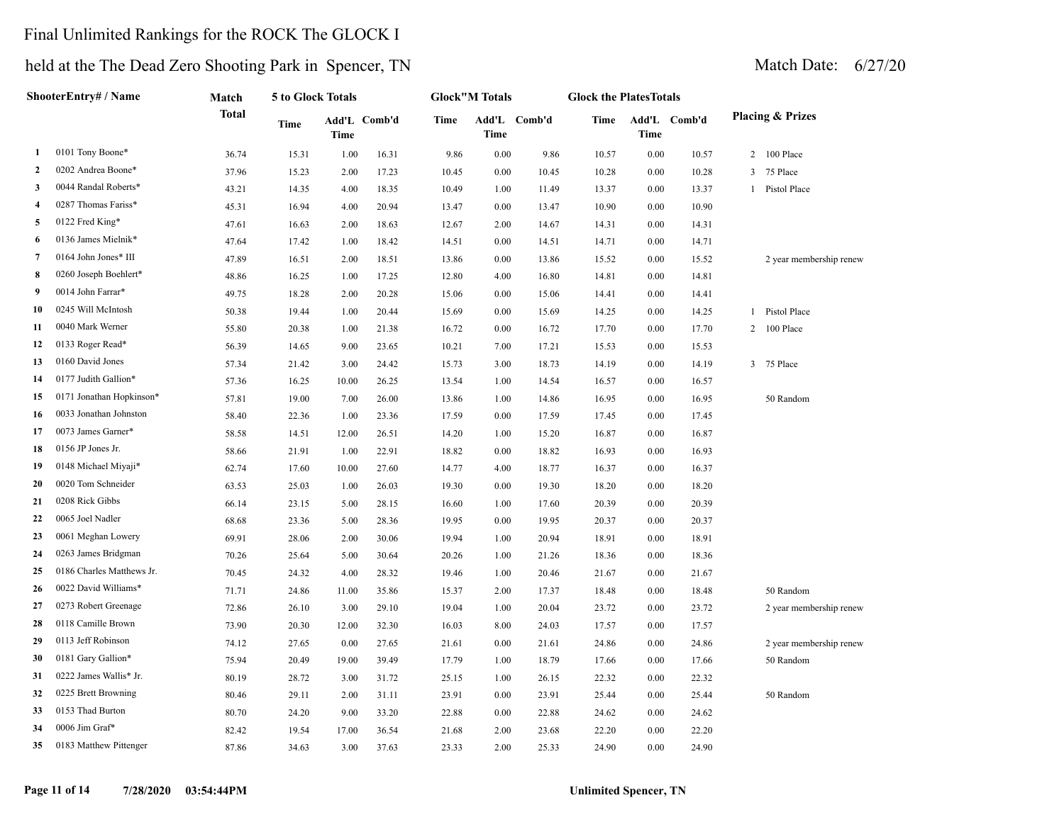# Final Unlimited Rankings for the ROCK The GLOCK I

## held at the The Dead Zero Shooting Park in Spencer, TN

Match Date: 6/27/20

| | ShooterEntry# / Name | Match Total | 5 to Glock Totals | | | Glock"M Totals | | | Glock the PlatesTotals | | | Placing & Prizes | |
|---|---|---|---|---|---|---|---|---|---|---|---|---|---|
| | | | Time | Add'L Time | Comb'd | Time | Add'L Time | Comb'd | Time | Add'L Time | Comb'd | | |
| 1 | 0101 Tony Boone* | 36.74 | 15.31 | 1.00 | 16.31 | 9.86 | 0.00 | 9.86 | 10.57 | 0.00 | 10.57 | 2 | 100 Place |
| 2 | 0202 Andrea Boone* | 37.96 | 15.23 | 2.00 | 17.23 | 10.45 | 0.00 | 10.45 | 10.28 | 0.00 | 10.28 | 3 | 75 Place |
| 3 | 0044 Randal Roberts* | 43.21 | 14.35 | 4.00 | 18.35 | 10.49 | 1.00 | 11.49 | 13.37 | 0.00 | 13.37 | 1 | Pistol Place |
| 4 | 0287 Thomas Fariss* | 45.31 | 16.94 | 4.00 | 20.94 | 13.47 | 0.00 | 13.47 | 10.90 | 0.00 | 10.90 | | |
| 5 | 0122 Fred King* | 47.61 | 16.63 | 2.00 | 18.63 | 12.67 | 2.00 | 14.67 | 14.31 | 0.00 | 14.31 | | |
| 6 | 0136 James Mielnik* | 47.64 | 17.42 | 1.00 | 18.42 | 14.51 | 0.00 | 14.51 | 14.71 | 0.00 | 14.71 | | |
| 7 | 0164 John Jones* III | 47.89 | 16.51 | 2.00 | 18.51 | 13.86 | 0.00 | 13.86 | 15.52 | 0.00 | 15.52 | | 2 year membership renew |
| 8 | 0260 Joseph Boehlert* | 48.86 | 16.25 | 1.00 | 17.25 | 12.80 | 4.00 | 16.80 | 14.81 | 0.00 | 14.81 | | |
| 9 | 0014 John Farrar* | 49.75 | 18.28 | 2.00 | 20.28 | 15.06 | 0.00 | 15.06 | 14.41 | 0.00 | 14.41 | | |
| 10 | 0245 Will McIntosh | 50.38 | 19.44 | 1.00 | 20.44 | 15.69 | 0.00 | 15.69 | 14.25 | 0.00 | 14.25 | 1 | Pistol Place |
| 11 | 0040 Mark Werner | 55.80 | 20.38 | 1.00 | 21.38 | 16.72 | 0.00 | 16.72 | 17.70 | 0.00 | 17.70 | 2 | 100 Place |
| 12 | 0133 Roger Read* | 56.39 | 14.65 | 9.00 | 23.65 | 10.21 | 7.00 | 17.21 | 15.53 | 0.00 | 15.53 | | |
| 13 | 0160 David Jones | 57.34 | 21.42 | 3.00 | 24.42 | 15.73 | 3.00 | 18.73 | 14.19 | 0.00 | 14.19 | 3 | 75 Place |
| 14 | 0177 Judith Gallion* | 57.36 | 16.25 | 10.00 | 26.25 | 13.54 | 1.00 | 14.54 | 16.57 | 0.00 | 16.57 | | |
| 15 | 0171 Jonathan Hopkinson* | 57.81 | 19.00 | 7.00 | 26.00 | 13.86 | 1.00 | 14.86 | 16.95 | 0.00 | 16.95 | | 50 Random |
| 16 | 0033 Jonathan Johnston | 58.40 | 22.36 | 1.00 | 23.36 | 17.59 | 0.00 | 17.59 | 17.45 | 0.00 | 17.45 | | |
| 17 | 0073 James Garner* | 58.58 | 14.51 | 12.00 | 26.51 | 14.20 | 1.00 | 15.20 | 16.87 | 0.00 | 16.87 | | |
| 18 | 0156 JP Jones Jr. | 58.66 | 21.91 | 1.00 | 22.91 | 18.82 | 0.00 | 18.82 | 16.93 | 0.00 | 16.93 | | |
| 19 | 0148 Michael Miyaji* | 62.74 | 17.60 | 10.00 | 27.60 | 14.77 | 4.00 | 18.77 | 16.37 | 0.00 | 16.37 | | |
| 20 | 0020 Tom Schneider | 63.53 | 25.03 | 1.00 | 26.03 | 19.30 | 0.00 | 19.30 | 18.20 | 0.00 | 18.20 | | |
| 21 | 0208 Rick Gibbs | 66.14 | 23.15 | 5.00 | 28.15 | 16.60 | 1.00 | 17.60 | 20.39 | 0.00 | 20.39 | | |
| 22 | 0065 Joel Nadler | 68.68 | 23.36 | 5.00 | 28.36 | 19.95 | 0.00 | 19.95 | 20.37 | 0.00 | 20.37 | | |
| 23 | 0061 Meghan Lowery | 69.91 | 28.06 | 2.00 | 30.06 | 19.94 | 1.00 | 20.94 | 18.91 | 0.00 | 18.91 | | |
| 24 | 0263 James Bridgman | 70.26 | 25.64 | 5.00 | 30.64 | 20.26 | 1.00 | 21.26 | 18.36 | 0.00 | 18.36 | | |
| 25 | 0186 Charles Matthews Jr. | 70.45 | 24.32 | 4.00 | 28.32 | 19.46 | 1.00 | 20.46 | 21.67 | 0.00 | 21.67 | | |
| 26 | 0022 David Williams* | 71.71 | 24.86 | 11.00 | 35.86 | 15.37 | 2.00 | 17.37 | 18.48 | 0.00 | 18.48 | | 50 Random |
| 27 | 0273 Robert Greenage | 72.86 | 26.10 | 3.00 | 29.10 | 19.04 | 1.00 | 20.04 | 23.72 | 0.00 | 23.72 | | 2 year membership renew |
| 28 | 0118 Camille Brown | 73.90 | 20.30 | 12.00 | 32.30 | 16.03 | 8.00 | 24.03 | 17.57 | 0.00 | 17.57 | | |
| 29 | 0113 Jeff Robinson | 74.12 | 27.65 | 0.00 | 27.65 | 21.61 | 0.00 | 21.61 | 24.86 | 0.00 | 24.86 | | 2 year membership renew |
| 30 | 0181 Gary Gallion* | 75.94 | 20.49 | 19.00 | 39.49 | 17.79 | 1.00 | 18.79 | 17.66 | 0.00 | 17.66 | | 50 Random |
| 31 | 0222 James Wallis* Jr. | 80.19 | 28.72 | 3.00 | 31.72 | 25.15 | 1.00 | 26.15 | 22.32 | 0.00 | 22.32 | | |
| 32 | 0225 Brett Browning | 80.46 | 29.11 | 2.00 | 31.11 | 23.91 | 0.00 | 23.91 | 25.44 | 0.00 | 25.44 | | 50 Random |
| 33 | 0153 Thad Burton | 80.70 | 24.20 | 9.00 | 33.20 | 22.88 | 0.00 | 22.88 | 24.62 | 0.00 | 24.62 | | |
| 34 | 0006 Jim Graf* | 82.42 | 19.54 | 17.00 | 36.54 | 21.68 | 2.00 | 23.68 | 22.20 | 0.00 | 22.20 | | |
| 35 | 0183 Matthew Pittenger | 87.86 | 34.63 | 3.00 | 37.63 | 23.33 | 2.00 | 25.33 | 24.90 | 0.00 | 24.90 | | |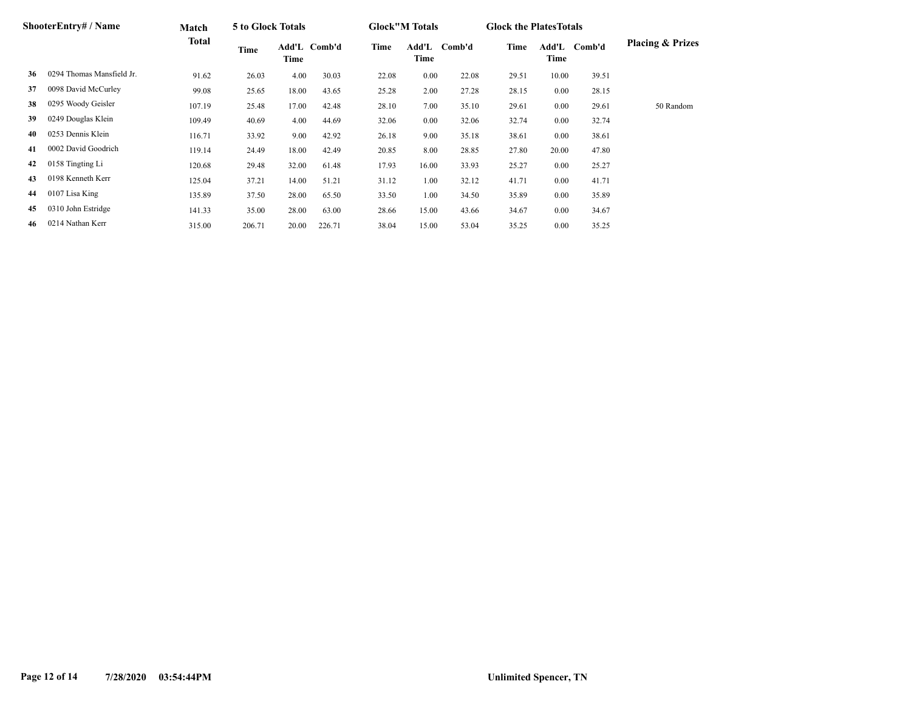| | ShooterEntry# / Name | Match Total | 5 to Glock Totals | | | Glock"M Totals | | | Glock the PlatesTotals | | | Placing & Prizes |
|---|---|---|---|---|---|---|---|---|---|---|---|---|
| | | | Time | Add'L Time | Comb'd | Time | Add'L Time | Comb'd | Time | Add'L Time | Comb'd | |
| 36 | 0294 Thomas Mansfield Jr. | 91.62 | 26.03 | 4.00 | 30.03 | 22.08 | 0.00 | 22.08 | 29.51 | 10.00 | 39.51 | |
| 37 | 0098 David McCurley | 99.08 | 25.65 | 18.00 | 43.65 | 25.28 | 2.00 | 27.28 | 28.15 | 0.00 | 28.15 | |
| 38 | 0295 Woody Geisler | 107.19 | 25.48 | 17.00 | 42.48 | 28.10 | 7.00 | 35.10 | 29.61 | 0.00 | 29.61 | 50 Random |
| 39 | 0249 Douglas Klein | 109.49 | 40.69 | 4.00 | 44.69 | 32.06 | 0.00 | 32.06 | 32.74 | 0.00 | 32.74 | |
| 40 | 0253 Dennis Klein | 116.71 | 33.92 | 9.00 | 42.92 | 26.18 | 9.00 | 35.18 | 38.61 | 0.00 | 38.61 | |
| 41 | 0002 David Goodrich | 119.14 | 24.49 | 18.00 | 42.49 | 20.85 | 8.00 | 28.85 | 27.80 | 20.00 | 47.80 | |
| 42 | 0158 Tingting Li | 120.68 | 29.48 | 32.00 | 61.48 | 17.93 | 16.00 | 33.93 | 25.27 | 0.00 | 25.27 | |
| 43 | 0198 Kenneth Kerr | 125.04 | 37.21 | 14.00 | 51.21 | 31.12 | 1.00 | 32.12 | 41.71 | 0.00 | 41.71 | |
| 44 | 0107 Lisa King | 135.89 | 37.50 | 28.00 | 65.50 | 33.50 | 1.00 | 34.50 | 35.89 | 0.00 | 35.89 | |
| 45 | 0310 John Estridge | 141.33 | 35.00 | 28.00 | 63.00 | 28.66 | 15.00 | 43.66 | 34.67 | 0.00 | 34.67 | |
| 46 | 0214 Nathan Kerr | 315.00 | 206.71 | 20.00 | 226.71 | 38.04 | 15.00 | 53.04 | 35.25 | 0.00 | 35.25 | |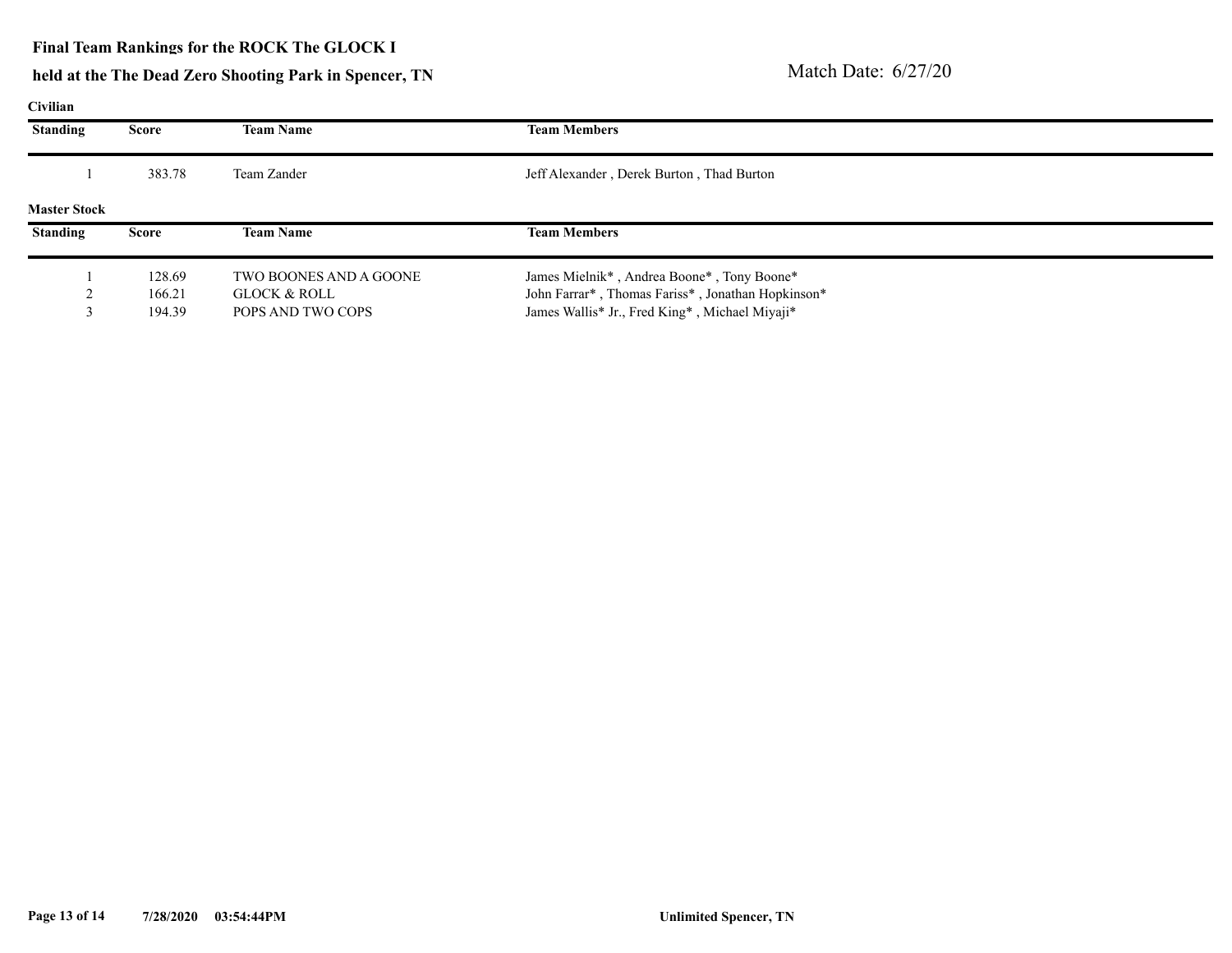**Final Team Rankings for the ROCK The GLOCK I**

**held at the The Dead Zero Shooting Park in Spencer, TN**

Match Date: 6/27/20

**Civilian**

| Standing | Score | Team Name | Team Members |
|---|---|---|---|
| 1 | 383.78 | Team Zander | Jeff Alexander , Derek Burton , Thad Burton |

**Master Stock**

| Standing | Score | Team Name | Team Members |
|---|---|---|---|
| 1 | 128.69 | TWO BOONES AND A GOONE | James Mielnik* , Andrea Boone* , Tony Boone* |
| 2 | 166.21 | GLOCK & ROLL | John Farrar* , Thomas Fariss* , Jonathan Hopkinson* |
| 3 | 194.39 | POPS AND TWO COPS | James Wallis* Jr., Fred King* , Michael Miyaji* |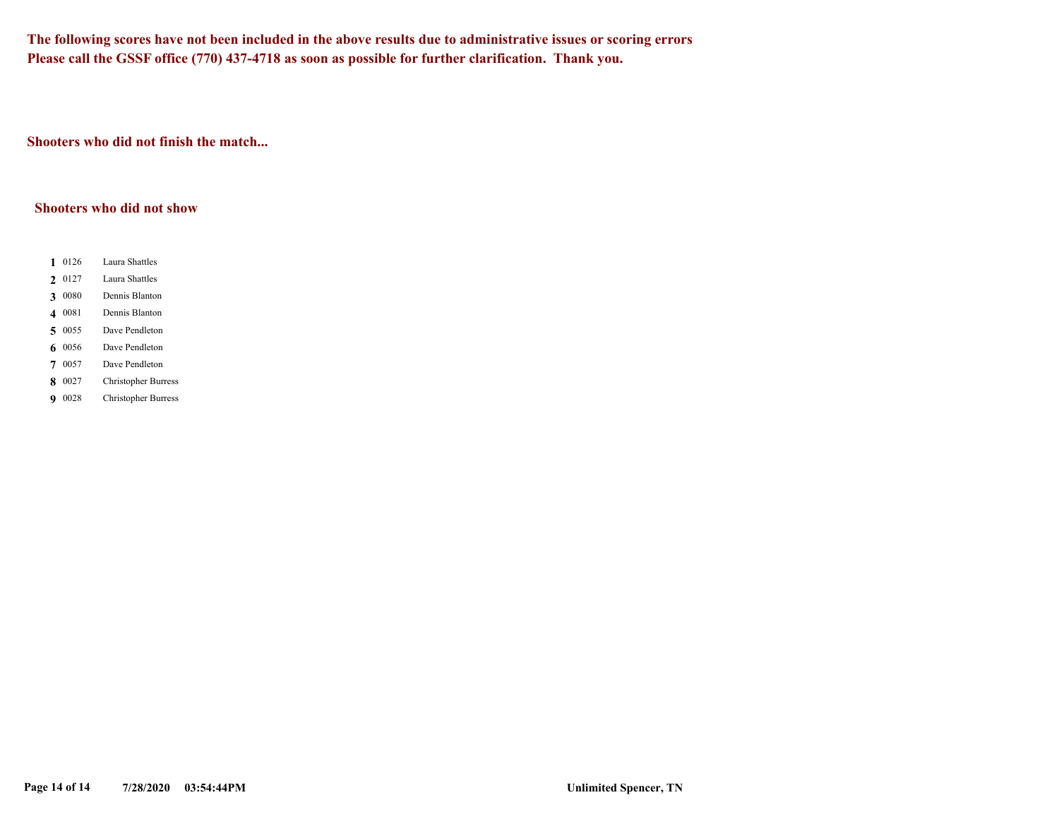**The following scores have not been included in the above results due to administrative issues or scoring errors**
**Please call the GSSF office (770) 437-4718 as soon as possible for further clarification. Thank you.**

**Shooters who did not finish the match...**

**Shooters who did not show**

| | | |
|---|---|---|
| **1** | 0126 | Laura Shattles |
| **2** | 0127 | Laura Shattles |
| **3** | 0080 | Dennis Blanton |
| **4** | 0081 | Dennis Blanton |
| **5** | 0055 | Dave Pendleton |
| **6** | 0056 | Dave Pendleton |
| **7** | 0057 | Dave Pendleton |
| **8** | 0027 | Christopher Burress |
| **9** | 0028 | Christopher Burress |